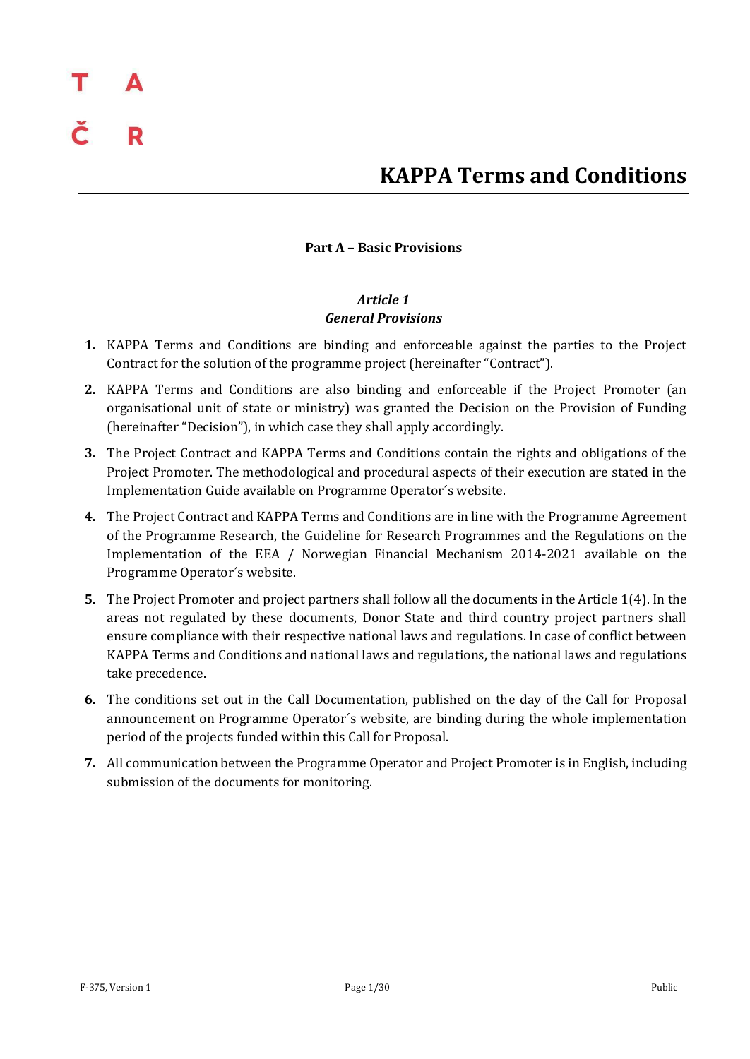# KAPPA Terms and Conditions

## Part A – Basic Provisions

### *Article 1*
### *General Provisions*

1. KAPPA Terms and Conditions are binding and enforceable against the parties to the Project Contract for the solution of the programme project (hereinafter "Contract").
2. KAPPA Terms and Conditions are also binding and enforceable if the Project Promoter (an organisational unit of state or ministry) was granted the Decision on the Provision of Funding (hereinafter "Decision"), in which case they shall apply accordingly.
3. The Project Contract and KAPPA Terms and Conditions contain the rights and obligations of the Project Promoter. The methodological and procedural aspects of their execution are stated in the Implementation Guide available on Programme Operator´s website.
4. The Project Contract and KAPPA Terms and Conditions are in line with the Programme Agreement of the Programme Research, the Guideline for Research Programmes and the Regulations on the Implementation of the EEA / Norwegian Financial Mechanism 2014-2021 available on the Programme Operator´s website.
5. The Project Promoter and project partners shall follow all the documents in the Article 1(4). In the areas not regulated by these documents, Donor State and third country project partners shall ensure compliance with their respective national laws and regulations. In case of conflict between KAPPA Terms and Conditions and national laws and regulations, the national laws and regulations take precedence.
6. The conditions set out in the Call Documentation, published on the day of the Call for Proposal announcement on Programme Operator´s website, are binding during the whole implementation period of the projects funded within this Call for Proposal.
7. All communication between the Programme Operator and Project Promoter is in English, including submission of the documents for monitoring.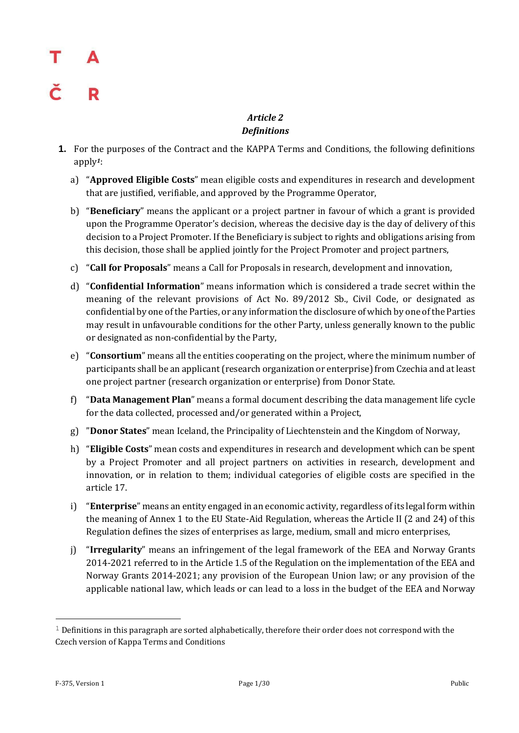*Article 2*
*Definitions*

1. For the purposes of the Contract and the KAPPA Terms and Conditions, the following definitions apply[1]:

   a) "**Approved Eligible Costs**" mean eligible costs and expenditures in research and development that are justified, verifiable, and approved by the Programme Operator,

   b) "**Beneficiary**" means the applicant or a project partner in favour of which a grant is provided upon the Programme Operator's decision, whereas the decisive day is the day of delivery of this decision to a Project Promoter. If the Beneficiary is subject to rights and obligations arising from this decision, those shall be applied jointly for the Project Promoter and project partners,

   c) "**Call for Proposals**" means a Call for Proposals in research, development and innovation,

   d) "**Confidential Information**" means information which is considered a trade secret within the meaning of the relevant provisions of Act No. 89/2012 Sb., Civil Code, or designated as confidential by one of the Parties, or any information the disclosure of which by one of the Parties may result in unfavourable conditions for the other Party, unless generally known to the public or designated as non-confidential by the Party,

   e) "**Consortium**" means all the entities cooperating on the project, where the minimum number of participants shall be an applicant (research organization or enterprise) from Czechia and at least one project partner (research organization or enterprise) from Donor State.

   f) "**Data Management Plan**" means a formal document describing the data management life cycle for the data collected, processed and/or generated within a Project,

   g) "**Donor States**" mean Iceland, the Principality of Liechtenstein and the Kingdom of Norway,

   h) "**Eligible Costs**" mean costs and expenditures in research and development which can be spent by a Project Promoter and all project partners on activities in research, development and innovation, or in relation to them; individual categories of eligible costs are specified in the article 17.

   i) "**Enterprise**" means an entity engaged in an economic activity, regardless of its legal form within the meaning of Annex 1 to the EU State-Aid Regulation, whereas the Article II (2 and 24) of this Regulation defines the sizes of enterprises as large, medium, small and micro enterprises,

   j) "**Irregularity**" means an infringement of the legal framework of the EEA and Norway Grants 2014-2021 referred to in the Article 1.5 of the Regulation on the implementation of the EEA and Norway Grants 2014-2021; any provision of the European Union law; or any provision of the applicable national law, which leads or can lead to a loss in the budget of the EEA and Norway

---

[1] Definitions in this paragraph are sorted alphabetically, therefore their order does not correspond with the Czech version of Kappa Terms and Conditions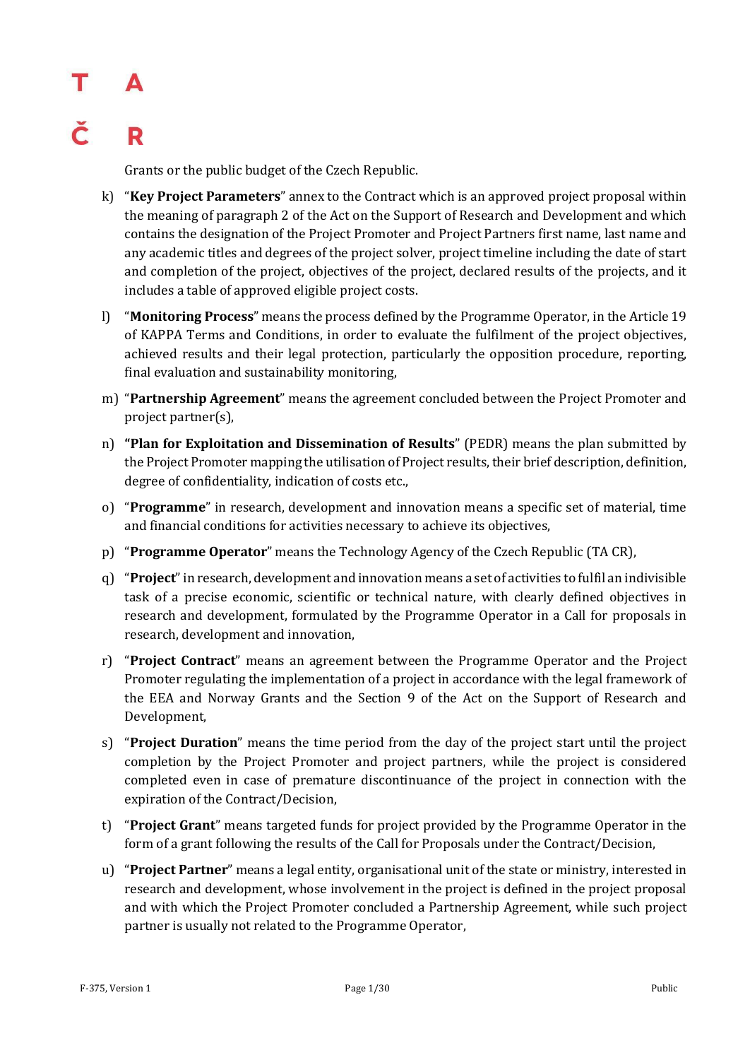Grants or the public budget of the Czech Republic.

k) "**Key Project Parameters**" annex to the Contract which is an approved project proposal within the meaning of paragraph 2 of the Act on the Support of Research and Development and which contains the designation of the Project Promoter and Project Partners first name, last name and any academic titles and degrees of the project solver, project timeline including the date of start and completion of the project, objectives of the project, declared results of the projects, and it includes a table of approved eligible project costs.

l) "**Monitoring Process**" means the process defined by the Programme Operator, in the Article 19 of KAPPA Terms and Conditions, in order to evaluate the fulfilment of the project objectives, achieved results and their legal protection, particularly the opposition procedure, reporting, final evaluation and sustainability monitoring,

m) "**Partnership Agreement**" means the agreement concluded between the Project Promoter and project partner(s),

n) **"Plan for Exploitation and Dissemination of Results**" (PEDR) means the plan submitted by the Project Promoter mapping the utilisation of Project results, their brief description, definition, degree of confidentiality, indication of costs etc.,

o) "**Programme**" in research, development and innovation means a specific set of material, time and financial conditions for activities necessary to achieve its objectives,

p) "**Programme Operator**" means the Technology Agency of the Czech Republic (TA CR),

q) "**Project**" in research, development and innovation means a set of activities to fulfil an indivisible task of a precise economic, scientific or technical nature, with clearly defined objectives in research and development, formulated by the Programme Operator in a Call for proposals in research, development and innovation,

r) "**Project Contract**" means an agreement between the Programme Operator and the Project Promoter regulating the implementation of a project in accordance with the legal framework of the EEA and Norway Grants and the Section 9 of the Act on the Support of Research and Development,

s) "**Project Duration**" means the time period from the day of the project start until the project completion by the Project Promoter and project partners, while the project is considered completed even in case of premature discontinuance of the project in connection with the expiration of the Contract/Decision,

t) "**Project Grant**" means targeted funds for project provided by the Programme Operator in the form of a grant following the results of the Call for Proposals under the Contract/Decision,

u) "**Project Partner**" means a legal entity, organisational unit of the state or ministry, interested in research and development, whose involvement in the project is defined in the project proposal and with which the Project Promoter concluded a Partnership Agreement, while such project partner is usually not related to the Programme Operator,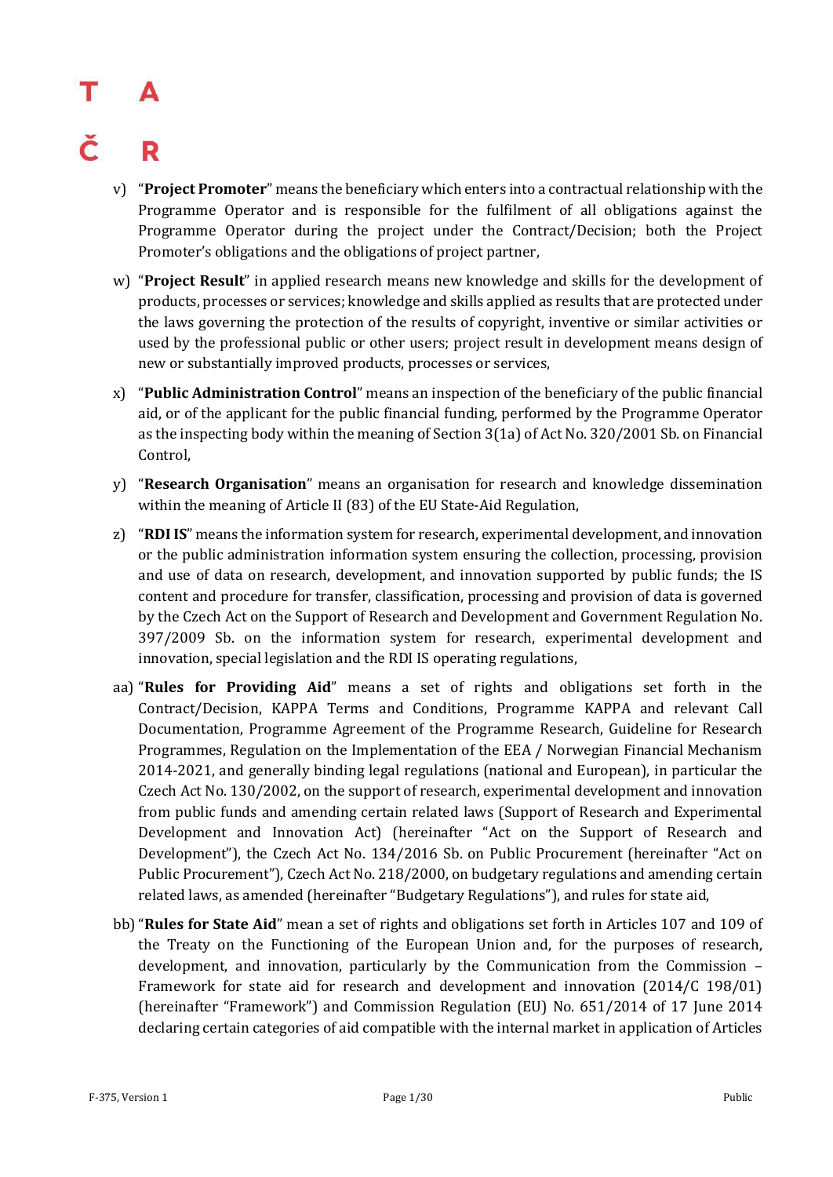v) "**Project Promoter**" means the beneficiary which enters into a contractual relationship with the Programme Operator and is responsible for the fulfilment of all obligations against the Programme Operator during the project under the Contract/Decision; both the Project Promoter's obligations and the obligations of project partner,

w) "**Project Result**" in applied research means new knowledge and skills for the development of products, processes or services; knowledge and skills applied as results that are protected under the laws governing the protection of the results of copyright, inventive or similar activities or used by the professional public or other users; project result in development means design of new or substantially improved products, processes or services,

x) "**Public Administration Control**" means an inspection of the beneficiary of the public financial aid, or of the applicant for the public financial funding, performed by the Programme Operator as the inspecting body within the meaning of Section 3(1a) of Act No. 320/2001 Sb. on Financial Control,

y) "**Research Organisation**" means an organisation for research and knowledge dissemination within the meaning of Article II (83) of the EU State-Aid Regulation,

z) "**RDI IS**" means the information system for research, experimental development, and innovation or the public administration information system ensuring the collection, processing, provision and use of data on research, development, and innovation supported by public funds; the IS content and procedure for transfer, classification, processing and provision of data is governed by the Czech Act on the Support of Research and Development and Government Regulation No. 397/2009 Sb. on the information system for research, experimental development and innovation, special legislation and the RDI IS operating regulations,

aa) "**Rules for Providing Aid**" means a set of rights and obligations set forth in the Contract/Decision, KAPPA Terms and Conditions, Programme KAPPA and relevant Call Documentation, Programme Agreement of the Programme Research, Guideline for Research Programmes, Regulation on the Implementation of the EEA / Norwegian Financial Mechanism 2014-2021, and generally binding legal regulations (national and European), in particular the Czech Act No. 130/2002, on the support of research, experimental development and innovation from public funds and amending certain related laws (Support of Research and Experimental Development and Innovation Act) (hereinafter "Act on the Support of Research and Development"), the Czech Act No. 134/2016 Sb. on Public Procurement (hereinafter "Act on Public Procurement"), Czech Act No. 218/2000, on budgetary regulations and amending certain related laws, as amended (hereinafter "Budgetary Regulations"), and rules for state aid,

bb) "**Rules for State Aid**" mean a set of rights and obligations set forth in Articles 107 and 109 of the Treaty on the Functioning of the European Union and, for the purposes of research, development, and innovation, particularly by the Communication from the Commission – Framework for state aid for research and development and innovation (2014/C 198/01) (hereinafter "Framework") and Commission Regulation (EU) No. 651/2014 of 17 June 2014 declaring certain categories of aid compatible with the internal market in application of Articles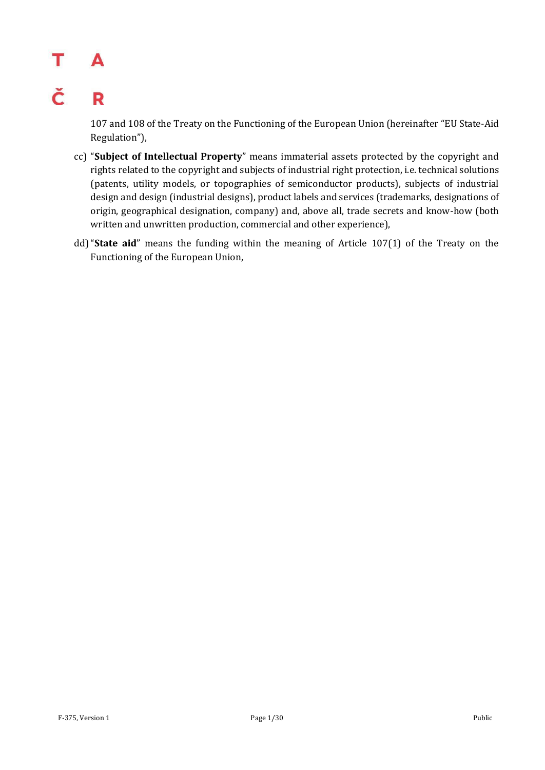107 and 108 of the Treaty on the Functioning of the European Union (hereinafter "EU State-Aid Regulation"),

cc) "**Subject of Intellectual Property**" means immaterial assets protected by the copyright and rights related to the copyright and subjects of industrial right protection, i.e. technical solutions (patents, utility models, or topographies of semiconductor products), subjects of industrial design and design (industrial designs), product labels and services (trademarks, designations of origin, geographical designation, company) and, above all, trade secrets and know-how (both written and unwritten production, commercial and other experience),

dd) "**State aid**" means the funding within the meaning of Article 107(1) of the Treaty on the Functioning of the European Union,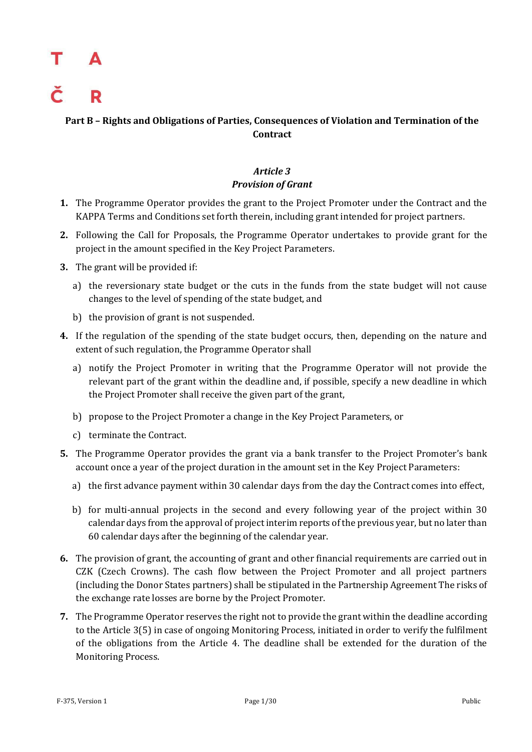T A

Č R

## Part B – Rights and Obligations of Parties, Consequences of Violation and Termination of the Contract

### *Article 3*
### *Provision of Grant*

1. The Programme Operator provides the grant to the Project Promoter under the Contract and the KAPPA Terms and Conditions set forth therein, including grant intended for project partners.
2. Following the Call for Proposals, the Programme Operator undertakes to provide grant for the project in the amount specified in the Key Project Parameters.
3. The grant will be provided if:
   a) the reversionary state budget or the cuts in the funds from the state budget will not cause changes to the level of spending of the state budget, and
   b) the provision of grant is not suspended.
4. If the regulation of the spending of the state budget occurs, then, depending on the nature and extent of such regulation, the Programme Operator shall
   a) notify the Project Promoter in writing that the Programme Operator will not provide the relevant part of the grant within the deadline and, if possible, specify a new deadline in which the Project Promoter shall receive the given part of the grant,
   b) propose to the Project Promoter a change in the Key Project Parameters, or
   c) terminate the Contract.
5. The Programme Operator provides the grant via a bank transfer to the Project Promoter's bank account once a year of the project duration in the amount set in the Key Project Parameters:
   a) the first advance payment within 30 calendar days from the day the Contract comes into effect,
   b) for multi-annual projects in the second and every following year of the project within 30 calendar days from the approval of project interim reports of the previous year, but no later than 60 calendar days after the beginning of the calendar year.
6. The provision of grant, the accounting of grant and other financial requirements are carried out in CZK (Czech Crowns). The cash flow between the Project Promoter and all project partners (including the Donor States partners) shall be stipulated in the Partnership Agreement The risks of the exchange rate losses are borne by the Project Promoter.
7. The Programme Operator reserves the right not to provide the grant within the deadline according to the Article 3(5) in case of ongoing Monitoring Process, initiated in order to verify the fulfilment of the obligations from the Article 4. The deadline shall be extended for the duration of the Monitoring Process.

F-375, Version 1 Public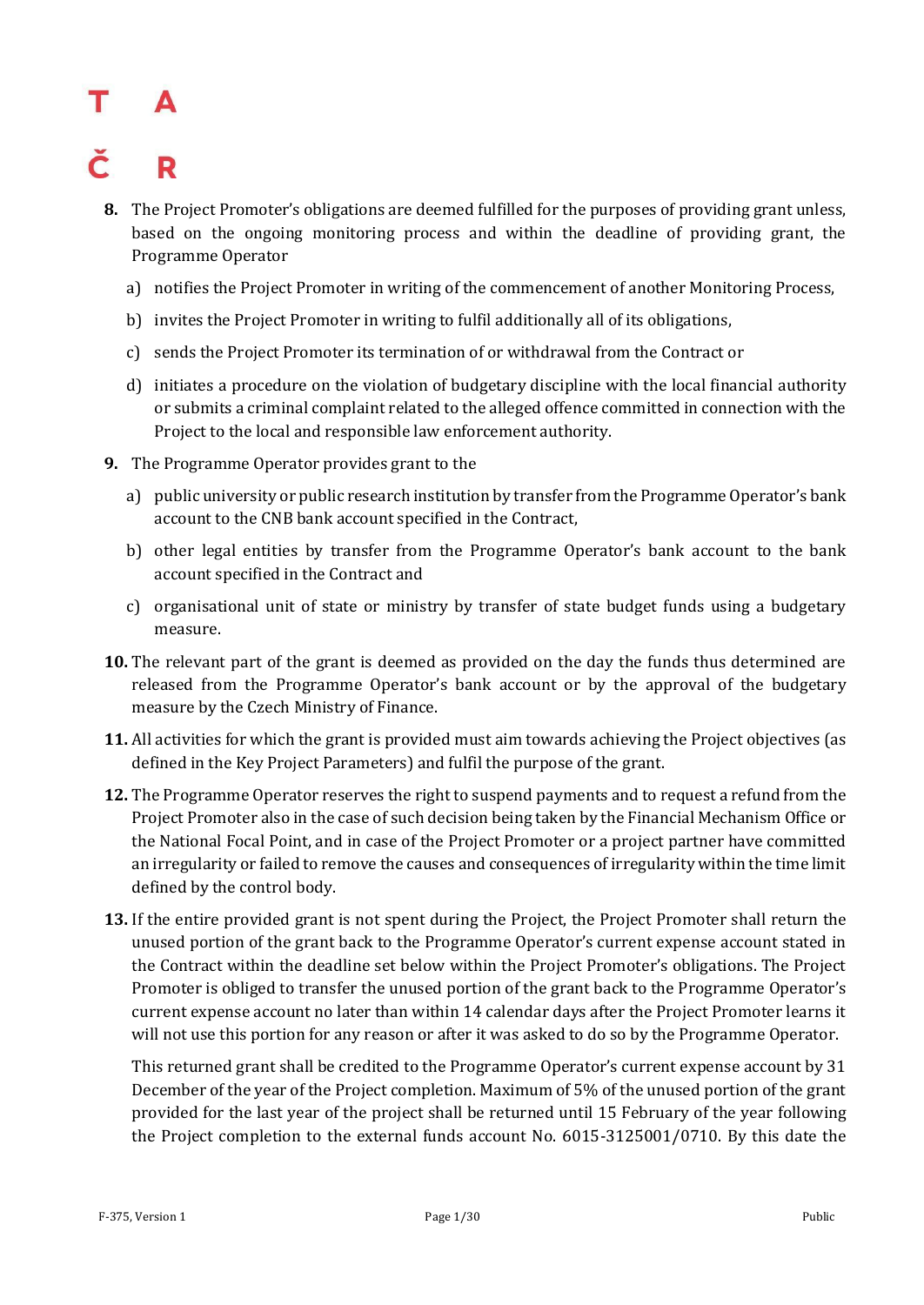8. The Project Promoter's obligations are deemed fulfilled for the purposes of providing grant unless, based on the ongoing monitoring process and within the deadline of providing grant, the Programme Operator

   a) notifies the Project Promoter in writing of the commencement of another Monitoring Process,

   b) invites the Project Promoter in writing to fulfil additionally all of its obligations,

   c) sends the Project Promoter its termination of or withdrawal from the Contract or

   d) initiates a procedure on the violation of budgetary discipline with the local financial authority or submits a criminal complaint related to the alleged offence committed in connection with the Project to the local and responsible law enforcement authority.

9. The Programme Operator provides grant to the

   a) public university or public research institution by transfer from the Programme Operator's bank account to the CNB bank account specified in the Contract,

   b) other legal entities by transfer from the Programme Operator's bank account to the bank account specified in the Contract and

   c) organisational unit of state or ministry by transfer of state budget funds using a budgetary measure.

10. The relevant part of the grant is deemed as provided on the day the funds thus determined are released from the Programme Operator's bank account or by the approval of the budgetary measure by the Czech Ministry of Finance.

11. All activities for which the grant is provided must aim towards achieving the Project objectives (as defined in the Key Project Parameters) and fulfil the purpose of the grant.

12. The Programme Operator reserves the right to suspend payments and to request a refund from the Project Promoter also in the case of such decision being taken by the Financial Mechanism Office or the National Focal Point, and in case of the Project Promoter or a project partner have committed an irregularity or failed to remove the causes and consequences of irregularity within the time limit defined by the control body.

13. If the entire provided grant is not spent during the Project, the Project Promoter shall return the unused portion of the grant back to the Programme Operator's current expense account stated in the Contract within the deadline set below within the Project Promoter's obligations. The Project Promoter is obliged to transfer the unused portion of the grant back to the Programme Operator's current expense account no later than within 14 calendar days after the Project Promoter learns it will not use this portion for any reason or after it was asked to do so by the Programme Operator.

    This returned grant shall be credited to the Programme Operator's current expense account by 31 December of the year of the Project completion. Maximum of 5% of the unused portion of the grant provided for the last year of the project shall be returned until 15 February of the year following the Project completion to the external funds account No. 6015-3125001/0710. By this date the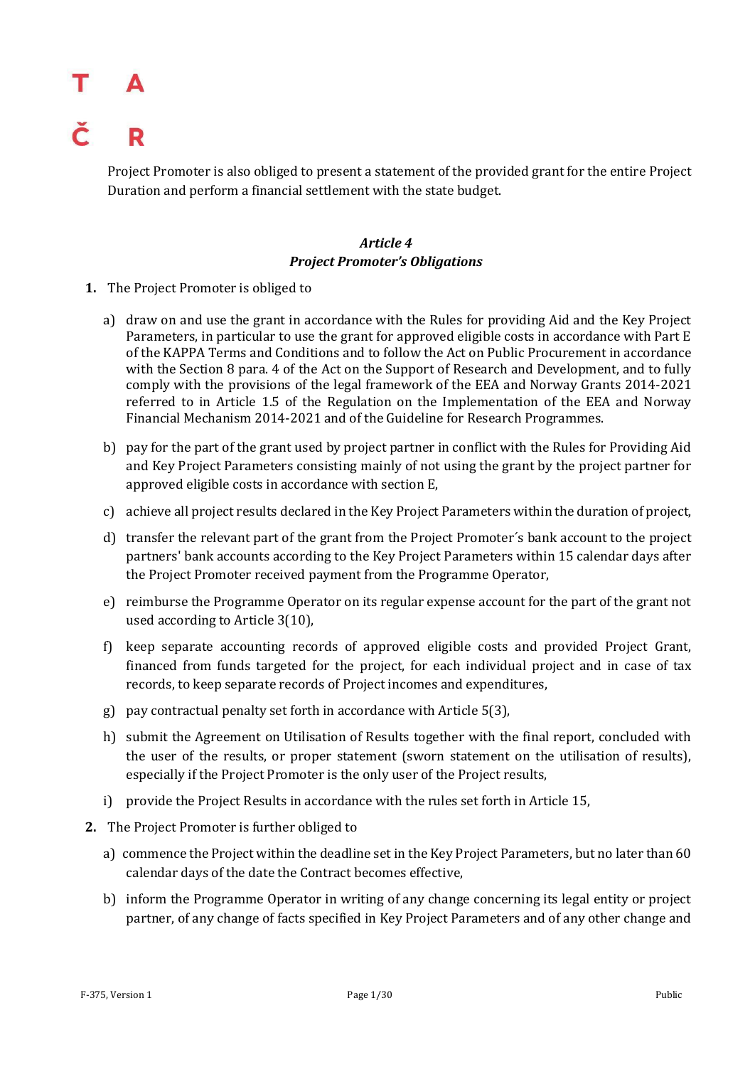Project Promoter is also obliged to present a statement of the provided grant for the entire Project Duration and perform a financial settlement with the state budget.

### *Article 4*
### *Project Promoter's Obligations*

1. The Project Promoter is obliged to

   a) draw on and use the grant in accordance with the Rules for providing Aid and the Key Project Parameters, in particular to use the grant for approved eligible costs in accordance with Part E of the KAPPA Terms and Conditions and to follow the Act on Public Procurement in accordance with the Section 8 para. 4 of the Act on the Support of Research and Development, and to fully comply with the provisions of the legal framework of the EEA and Norway Grants 2014-2021 referred to in Article 1.5 of the Regulation on the Implementation of the EEA and Norway Financial Mechanism 2014-2021 and of the Guideline for Research Programmes.

   b) pay for the part of the grant used by project partner in conflict with the Rules for Providing Aid and Key Project Parameters consisting mainly of not using the grant by the project partner for approved eligible costs in accordance with section E,

   c) achieve all project results declared in the Key Project Parameters within the duration of project,

   d) transfer the relevant part of the grant from the Project Promoter´s bank account to the project partners' bank accounts according to the Key Project Parameters within 15 calendar days after the Project Promoter received payment from the Programme Operator,

   e) reimburse the Programme Operator on its regular expense account for the part of the grant not used according to Article 3(10),

   f) keep separate accounting records of approved eligible costs and provided Project Grant, financed from funds targeted for the project, for each individual project and in case of tax records, to keep separate records of Project incomes and expenditures,

   g) pay contractual penalty set forth in accordance with Article 5(3),

   h) submit the Agreement on Utilisation of Results together with the final report, concluded with the user of the results, or proper statement (sworn statement on the utilisation of results), especially if the Project Promoter is the only user of the Project results,

   i) provide the Project Results in accordance with the rules set forth in Article 15,

2. The Project Promoter is further obliged to

   a) commence the Project within the deadline set in the Key Project Parameters, but no later than 60 calendar days of the date the Contract becomes effective,

   b) inform the Programme Operator in writing of any change concerning its legal entity or project partner, of any change of facts specified in Key Project Parameters and of any other change and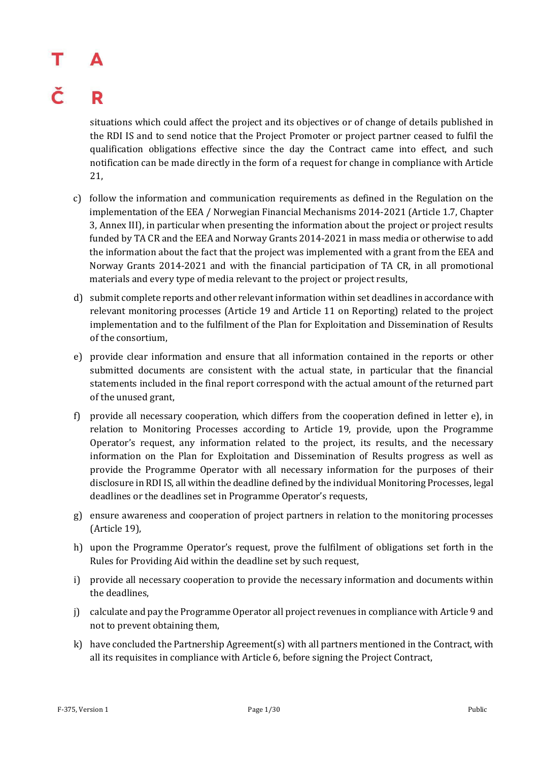situations which could affect the project and its objectives or of change of details published in the RDI IS and to send notice that the Project Promoter or project partner ceased to fulfil the qualification obligations effective since the day the Contract came into effect, and such notification can be made directly in the form of a request for change in compliance with Article 21,

c) follow the information and communication requirements as defined in the Regulation on the implementation of the EEA / Norwegian Financial Mechanisms 2014-2021 (Article 1.7, Chapter 3, Annex III), in particular when presenting the information about the project or project results funded by TA CR and the EEA and Norway Grants 2014-2021 in mass media or otherwise to add the information about the fact that the project was implemented with a grant from the EEA and Norway Grants 2014-2021 and with the financial participation of TA CR, in all promotional materials and every type of media relevant to the project or project results,

d) submit complete reports and other relevant information within set deadlines in accordance with relevant monitoring processes (Article 19 and Article 11 on Reporting) related to the project implementation and to the fulfilment of the Plan for Exploitation and Dissemination of Results of the consortium,

e) provide clear information and ensure that all information contained in the reports or other submitted documents are consistent with the actual state, in particular that the financial statements included in the final report correspond with the actual amount of the returned part of the unused grant,

f) provide all necessary cooperation, which differs from the cooperation defined in letter e), in relation to Monitoring Processes according to Article 19, provide, upon the Programme Operator's request, any information related to the project, its results, and the necessary information on the Plan for Exploitation and Dissemination of Results progress as well as provide the Programme Operator with all necessary information for the purposes of their disclosure in RDI IS, all within the deadline defined by the individual Monitoring Processes, legal deadlines or the deadlines set in Programme Operator's requests,

g) ensure awareness and cooperation of project partners in relation to the monitoring processes (Article 19),

h) upon the Programme Operator's request, prove the fulfilment of obligations set forth in the Rules for Providing Aid within the deadline set by such request,

i) provide all necessary cooperation to provide the necessary information and documents within the deadlines,

j) calculate and pay the Programme Operator all project revenues in compliance with Article 9 and not to prevent obtaining them,

k) have concluded the Partnership Agreement(s) with all partners mentioned in the Contract, with all its requisites in compliance with Article 6, before signing the Project Contract,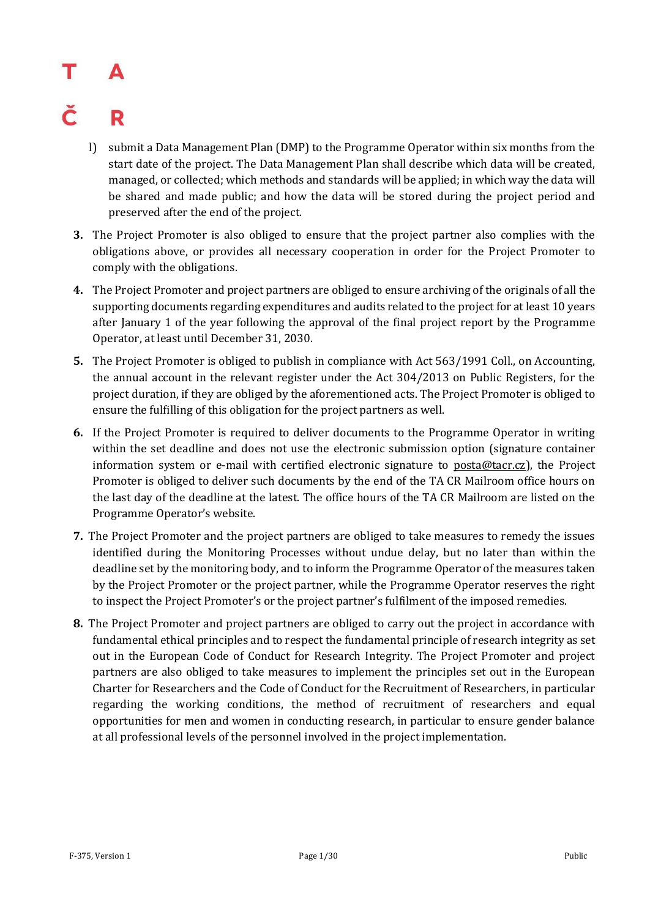l) submit a Data Management Plan (DMP) to the Programme Operator within six months from the start date of the project. The Data Management Plan shall describe which data will be created, managed, or collected; which methods and standards will be applied; in which way the data will be shared and made public; and how the data will be stored during the project period and preserved after the end of the project.

**3.** The Project Promoter is also obliged to ensure that the project partner also complies with the obligations above, or provides all necessary cooperation in order for the Project Promoter to comply with the obligations.

**4.** The Project Promoter and project partners are obliged to ensure archiving of the originals of all the supporting documents regarding expenditures and audits related to the project for at least 10 years after January 1 of the year following the approval of the final project report by the Programme Operator, at least until December 31, 2030.

**5.** The Project Promoter is obliged to publish in compliance with Act 563/1991 Coll., on Accounting, the annual account in the relevant register under the Act 304/2013 on Public Registers, for the project duration, if they are obliged by the aforementioned acts. The Project Promoter is obliged to ensure the fulfilling of this obligation for the project partners as well.

**6.** If the Project Promoter is required to deliver documents to the Programme Operator in writing within the set deadline and does not use the electronic submission option (signature container information system or e-mail with certified electronic signature to posta@tacr.cz), the Project Promoter is obliged to deliver such documents by the end of the TA CR Mailroom office hours on the last day of the deadline at the latest. The office hours of the TA CR Mailroom are listed on the Programme Operator's website.

**7.** The Project Promoter and the project partners are obliged to take measures to remedy the issues identified during the Monitoring Processes without undue delay, but no later than within the deadline set by the monitoring body, and to inform the Programme Operator of the measures taken by the Project Promoter or the project partner, while the Programme Operator reserves the right to inspect the Project Promoter's or the project partner's fulfilment of the imposed remedies.

**8.** The Project Promoter and project partners are obliged to carry out the project in accordance with fundamental ethical principles and to respect the fundamental principle of research integrity as set out in the European Code of Conduct for Research Integrity. The Project Promoter and project partners are also obliged to take measures to implement the principles set out in the European Charter for Researchers and the Code of Conduct for the Recruitment of Researchers, in particular regarding the working conditions, the method of recruitment of researchers and equal opportunities for men and women in conducting research, in particular to ensure gender balance at all professional levels of the personnel involved in the project implementation.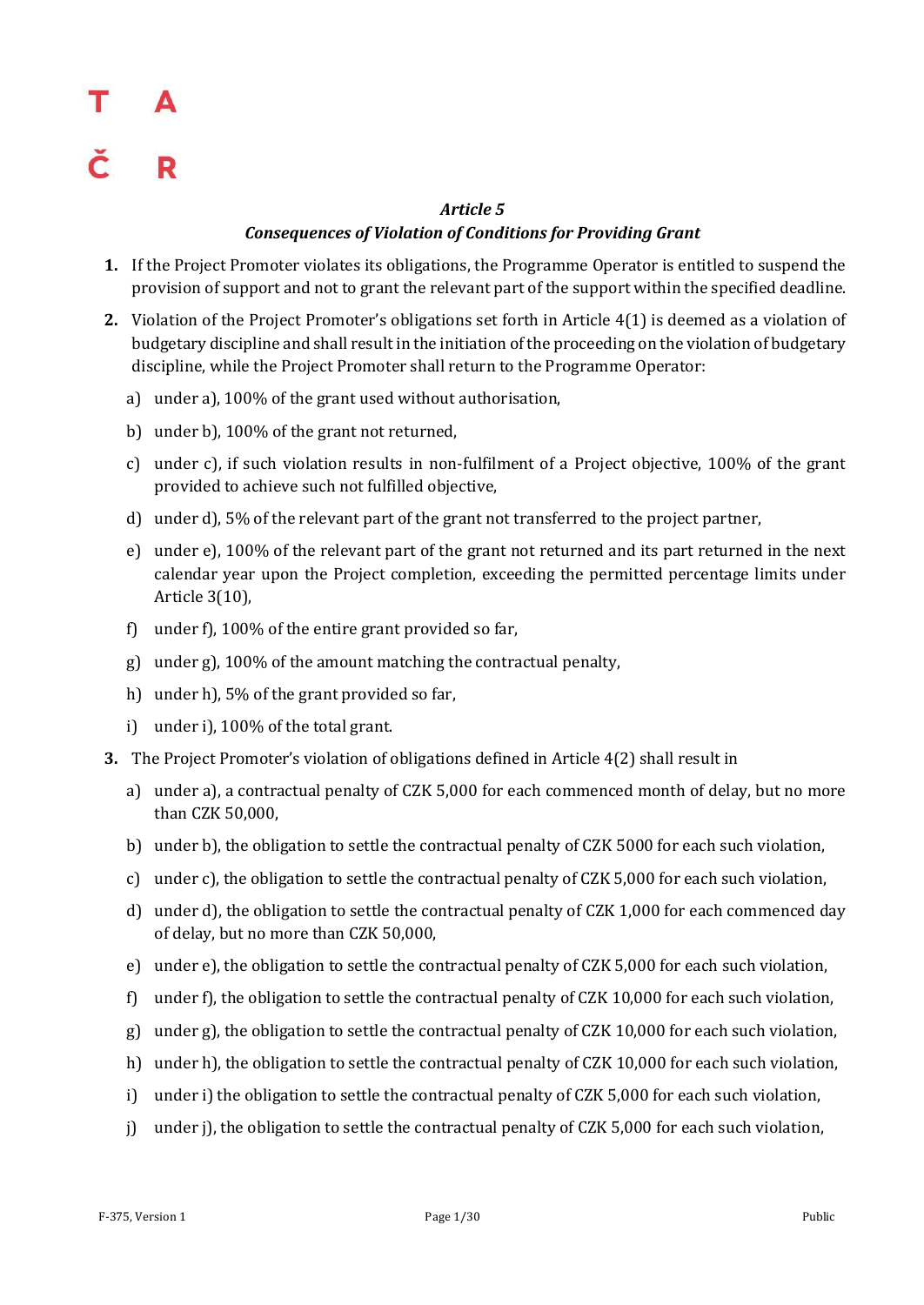### *Article 5*
### *Consequences of Violation of Conditions for Providing Grant*

1. If the Project Promoter violates its obligations, the Programme Operator is entitled to suspend the provision of support and not to grant the relevant part of the support within the specified deadline.
2. Violation of the Project Promoter's obligations set forth in Article 4(1) is deemed as a violation of budgetary discipline and shall result in the initiation of the proceeding on the violation of budgetary discipline, while the Project Promoter shall return to the Programme Operator:
   - a) under a), 100% of the grant used without authorisation,
   - b) under b), 100% of the grant not returned,
   - c) under c), if such violation results in non-fulfilment of a Project objective, 100% of the grant provided to achieve such not fulfilled objective,
   - d) under d), 5% of the relevant part of the grant not transferred to the project partner,
   - e) under e), 100% of the relevant part of the grant not returned and its part returned in the next calendar year upon the Project completion, exceeding the permitted percentage limits under Article 3(10),
   - f) under f), 100% of the entire grant provided so far,
   - g) under g), 100% of the amount matching the contractual penalty,
   - h) under h), 5% of the grant provided so far,
   - i) under i), 100% of the total grant.
3. The Project Promoter's violation of obligations defined in Article 4(2) shall result in
   - a) under a), a contractual penalty of CZK 5,000 for each commenced month of delay, but no more than CZK 50,000,
   - b) under b), the obligation to settle the contractual penalty of CZK 5000 for each such violation,
   - c) under c), the obligation to settle the contractual penalty of CZK 5,000 for each such violation,
   - d) under d), the obligation to settle the contractual penalty of CZK 1,000 for each commenced day of delay, but no more than CZK 50,000,
   - e) under e), the obligation to settle the contractual penalty of CZK 5,000 for each such violation,
   - f) under f), the obligation to settle the contractual penalty of CZK 10,000 for each such violation,
   - g) under g), the obligation to settle the contractual penalty of CZK 10,000 for each such violation,
   - h) under h), the obligation to settle the contractual penalty of CZK 10,000 for each such violation,
   - i) under i) the obligation to settle the contractual penalty of CZK 5,000 for each such violation,
   - j) under j), the obligation to settle the contractual penalty of CZK 5,000 for each such violation,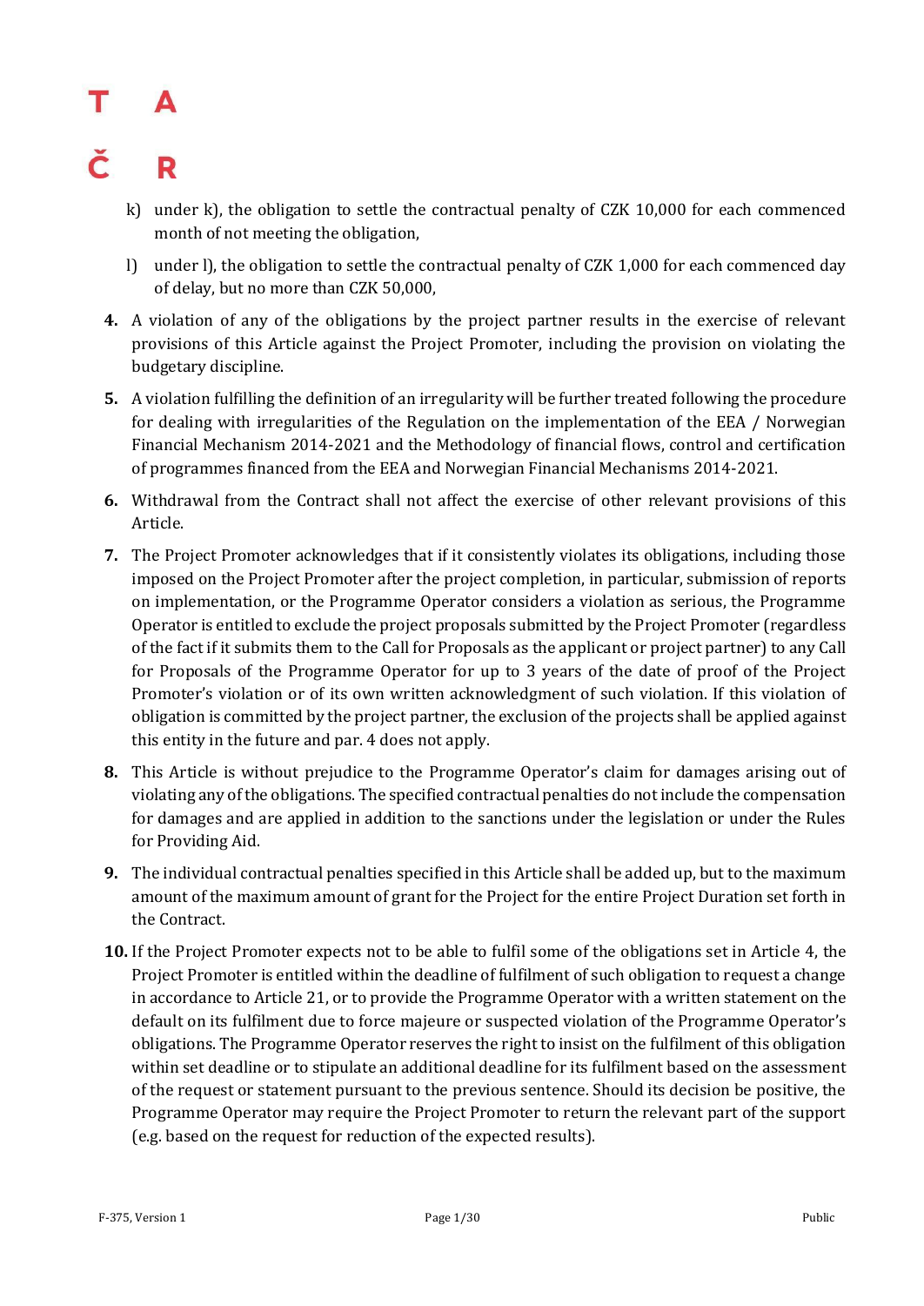k) under k), the obligation to settle the contractual penalty of CZK 10,000 for each commenced month of not meeting the obligation,

l) under l), the obligation to settle the contractual penalty of CZK 1,000 for each commenced day of delay, but no more than CZK 50,000,

**4.** A violation of any of the obligations by the project partner results in the exercise of relevant provisions of this Article against the Project Promoter, including the provision on violating the budgetary discipline.

**5.** A violation fulfilling the definition of an irregularity will be further treated following the procedure for dealing with irregularities of the Regulation on the implementation of the EEA / Norwegian Financial Mechanism 2014-2021 and the Methodology of financial flows, control and certification of programmes financed from the EEA and Norwegian Financial Mechanisms 2014-2021.

**6.** Withdrawal from the Contract shall not affect the exercise of other relevant provisions of this Article.

**7.** The Project Promoter acknowledges that if it consistently violates its obligations, including those imposed on the Project Promoter after the project completion, in particular, submission of reports on implementation, or the Programme Operator considers a violation as serious, the Programme Operator is entitled to exclude the project proposals submitted by the Project Promoter (regardless of the fact if it submits them to the Call for Proposals as the applicant or project partner) to any Call for Proposals of the Programme Operator for up to 3 years of the date of proof of the Project Promoter's violation or of its own written acknowledgment of such violation. If this violation of obligation is committed by the project partner, the exclusion of the projects shall be applied against this entity in the future and par. 4 does not apply.

**8.** This Article is without prejudice to the Programme Operator's claim for damages arising out of violating any of the obligations. The specified contractual penalties do not include the compensation for damages and are applied in addition to the sanctions under the legislation or under the Rules for Providing Aid.

**9.** The individual contractual penalties specified in this Article shall be added up, but to the maximum amount of the maximum amount of grant for the Project for the entire Project Duration set forth in the Contract.

**10.** If the Project Promoter expects not to be able to fulfil some of the obligations set in Article 4, the Project Promoter is entitled within the deadline of fulfilment of such obligation to request a change in accordance to Article 21, or to provide the Programme Operator with a written statement on the default on its fulfilment due to force majeure or suspected violation of the Programme Operator's obligations. The Programme Operator reserves the right to insist on the fulfilment of this obligation within set deadline or to stipulate an additional deadline for its fulfilment based on the assessment of the request or statement pursuant to the previous sentence. Should its decision be positive, the Programme Operator may require the Project Promoter to return the relevant part of the support (e.g. based on the request for reduction of the expected results).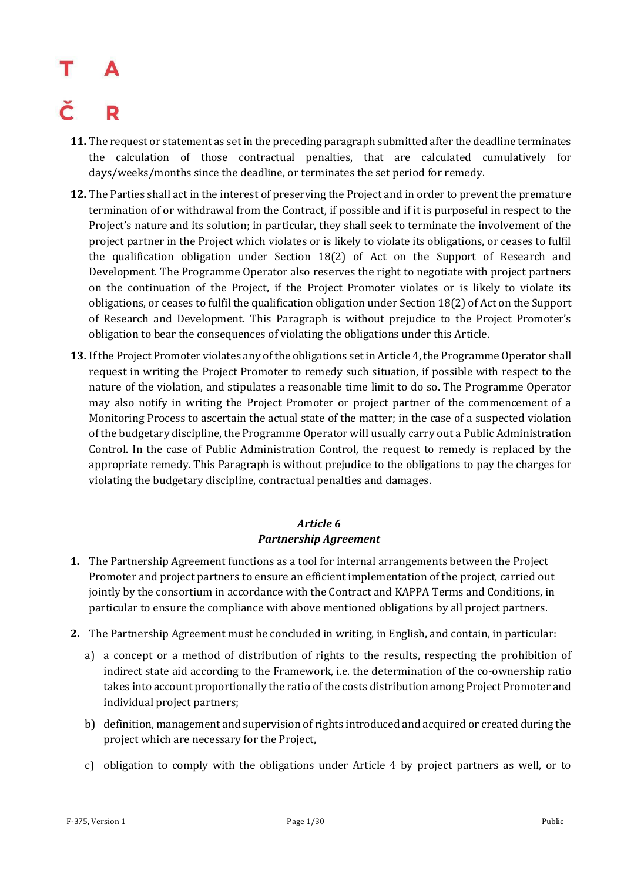11. The request or statement as set in the preceding paragraph submitted after the deadline terminates the calculation of those contractual penalties, that are calculated cumulatively for days/weeks/months since the deadline, or terminates the set period for remedy.

12. The Parties shall act in the interest of preserving the Project and in order to prevent the premature termination of or withdrawal from the Contract, if possible and if it is purposeful in respect to the Project's nature and its solution; in particular, they shall seek to terminate the involvement of the project partner in the Project which violates or is likely to violate its obligations, or ceases to fulfil the qualification obligation under Section 18(2) of Act on the Support of Research and Development. The Programme Operator also reserves the right to negotiate with project partners on the continuation of the Project, if the Project Promoter violates or is likely to violate its obligations, or ceases to fulfil the qualification obligation under Section 18(2) of Act on the Support of Research and Development. This Paragraph is without prejudice to the Project Promoter's obligation to bear the consequences of violating the obligations under this Article.

13. If the Project Promoter violates any of the obligations set in Article 4, the Programme Operator shall request in writing the Project Promoter to remedy such situation, if possible with respect to the nature of the violation, and stipulates a reasonable time limit to do so. The Programme Operator may also notify in writing the Project Promoter or project partner of the commencement of a Monitoring Process to ascertain the actual state of the matter; in the case of a suspected violation of the budgetary discipline, the Programme Operator will usually carry out a Public Administration Control. In the case of Public Administration Control, the request to remedy is replaced by the appropriate remedy. This Paragraph is without prejudice to the obligations to pay the charges for violating the budgetary discipline, contractual penalties and damages.

## *Article 6*
## *Partnership Agreement*

1. The Partnership Agreement functions as a tool for internal arrangements between the Project Promoter and project partners to ensure an efficient implementation of the project, carried out jointly by the consortium in accordance with the Contract and KAPPA Terms and Conditions, in particular to ensure the compliance with above mentioned obligations by all project partners.

2. The Partnership Agreement must be concluded in writing, in English, and contain, in particular:

   a) a concept or a method of distribution of rights to the results, respecting the prohibition of indirect state aid according to the Framework, i.e. the determination of the co-ownership ratio takes into account proportionally the ratio of the costs distribution among Project Promoter and individual project partners;

   b) definition, management and supervision of rights introduced and acquired or created during the project which are necessary for the Project,

   c) obligation to comply with the obligations under Article 4 by project partners as well, or to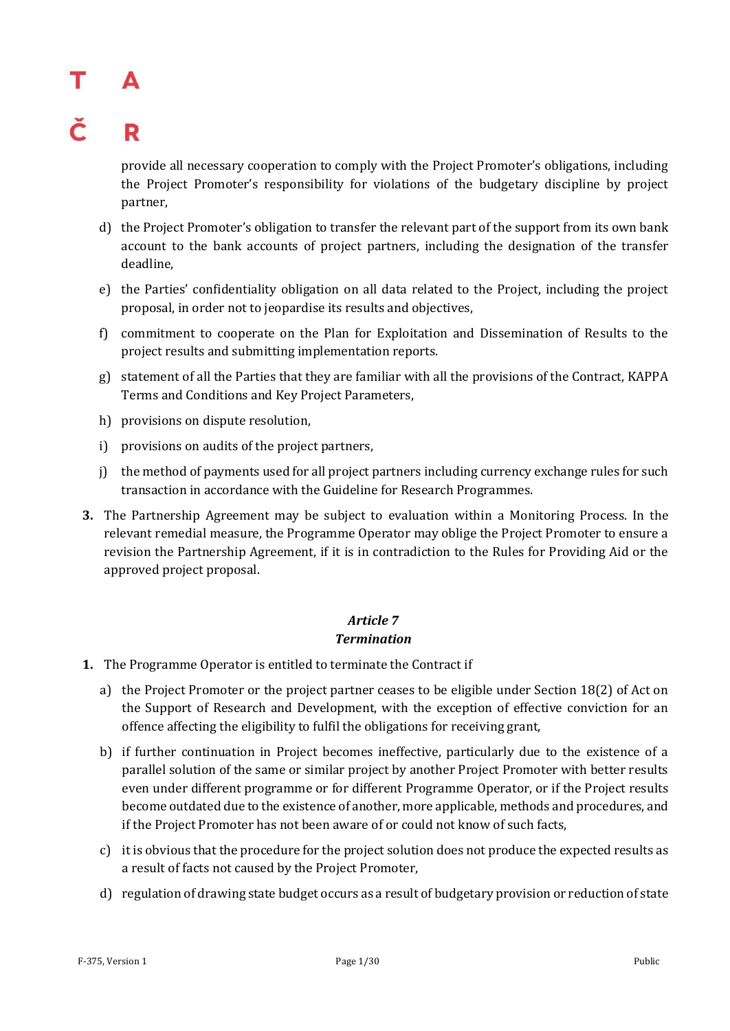provide all necessary cooperation to comply with the Project Promoter's obligations, including the Project Promoter's responsibility for violations of the budgetary discipline by project partner,

d) the Project Promoter's obligation to transfer the relevant part of the support from its own bank account to the bank accounts of project partners, including the designation of the transfer deadline,

e) the Parties' confidentiality obligation on all data related to the Project, including the project proposal, in order not to jeopardise its results and objectives,

f) commitment to cooperate on the Plan for Exploitation and Dissemination of Results to the project results and submitting implementation reports.

g) statement of all the Parties that they are familiar with all the provisions of the Contract, KAPPA Terms and Conditions and Key Project Parameters,

h) provisions on dispute resolution,

i) provisions on audits of the project partners,

j) the method of payments used for all project partners including currency exchange rules for such transaction in accordance with the Guideline for Research Programmes.

**3.** The Partnership Agreement may be subject to evaluation within a Monitoring Process. In the relevant remedial measure, the Programme Operator may oblige the Project Promoter to ensure a revision the Partnership Agreement, if it is in contradiction to the Rules for Providing Aid or the approved project proposal.

### *Article 7*
### *Termination*

**1.** The Programme Operator is entitled to terminate the Contract if

a) the Project Promoter or the project partner ceases to be eligible under Section 18(2) of Act on the Support of Research and Development, with the exception of effective conviction for an offence affecting the eligibility to fulfil the obligations for receiving grant,

b) if further continuation in Project becomes ineffective, particularly due to the existence of a parallel solution of the same or similar project by another Project Promoter with better results even under different programme or for different Programme Operator, or if the Project results become outdated due to the existence of another, more applicable, methods and procedures, and if the Project Promoter has not been aware of or could not know of such facts,

c) it is obvious that the procedure for the project solution does not produce the expected results as a result of facts not caused by the Project Promoter,

d) regulation of drawing state budget occurs as a result of budgetary provision or reduction of state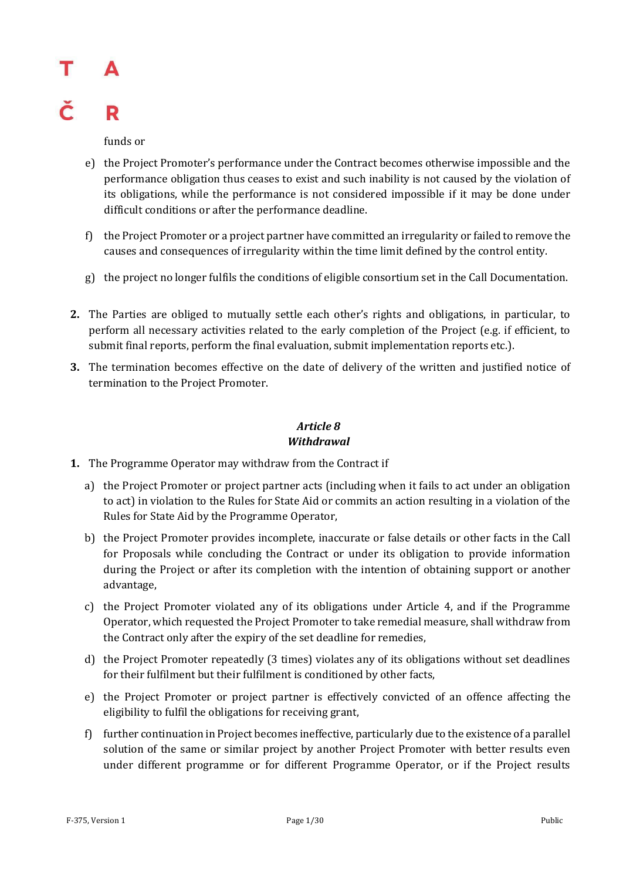funds or

e) the Project Promoter's performance under the Contract becomes otherwise impossible and the performance obligation thus ceases to exist and such inability is not caused by the violation of its obligations, while the performance is not considered impossible if it may be done under difficult conditions or after the performance deadline.

f) the Project Promoter or a project partner have committed an irregularity or failed to remove the causes and consequences of irregularity within the time limit defined by the control entity.

g) the project no longer fulfils the conditions of eligible consortium set in the Call Documentation.

**2.** The Parties are obliged to mutually settle each other's rights and obligations, in particular, to perform all necessary activities related to the early completion of the Project (e.g. if efficient, to submit final reports, perform the final evaluation, submit implementation reports etc.).

**3.** The termination becomes effective on the date of delivery of the written and justified notice of termination to the Project Promoter.

### *Article 8*
### *Withdrawal*

**1.** The Programme Operator may withdraw from the Contract if

a) the Project Promoter or project partner acts (including when it fails to act under an obligation to act) in violation to the Rules for State Aid or commits an action resulting in a violation of the Rules for State Aid by the Programme Operator,

b) the Project Promoter provides incomplete, inaccurate or false details or other facts in the Call for Proposals while concluding the Contract or under its obligation to provide information during the Project or after its completion with the intention of obtaining support or another advantage,

c) the Project Promoter violated any of its obligations under Article 4, and if the Programme Operator, which requested the Project Promoter to take remedial measure, shall withdraw from the Contract only after the expiry of the set deadline for remedies,

d) the Project Promoter repeatedly (3 times) violates any of its obligations without set deadlines for their fulfilment but their fulfilment is conditioned by other facts,

e) the Project Promoter or project partner is effectively convicted of an offence affecting the eligibility to fulfil the obligations for receiving grant,

f) further continuation in Project becomes ineffective, particularly due to the existence of a parallel solution of the same or similar project by another Project Promoter with better results even under different programme or for different Programme Operator, or if the Project results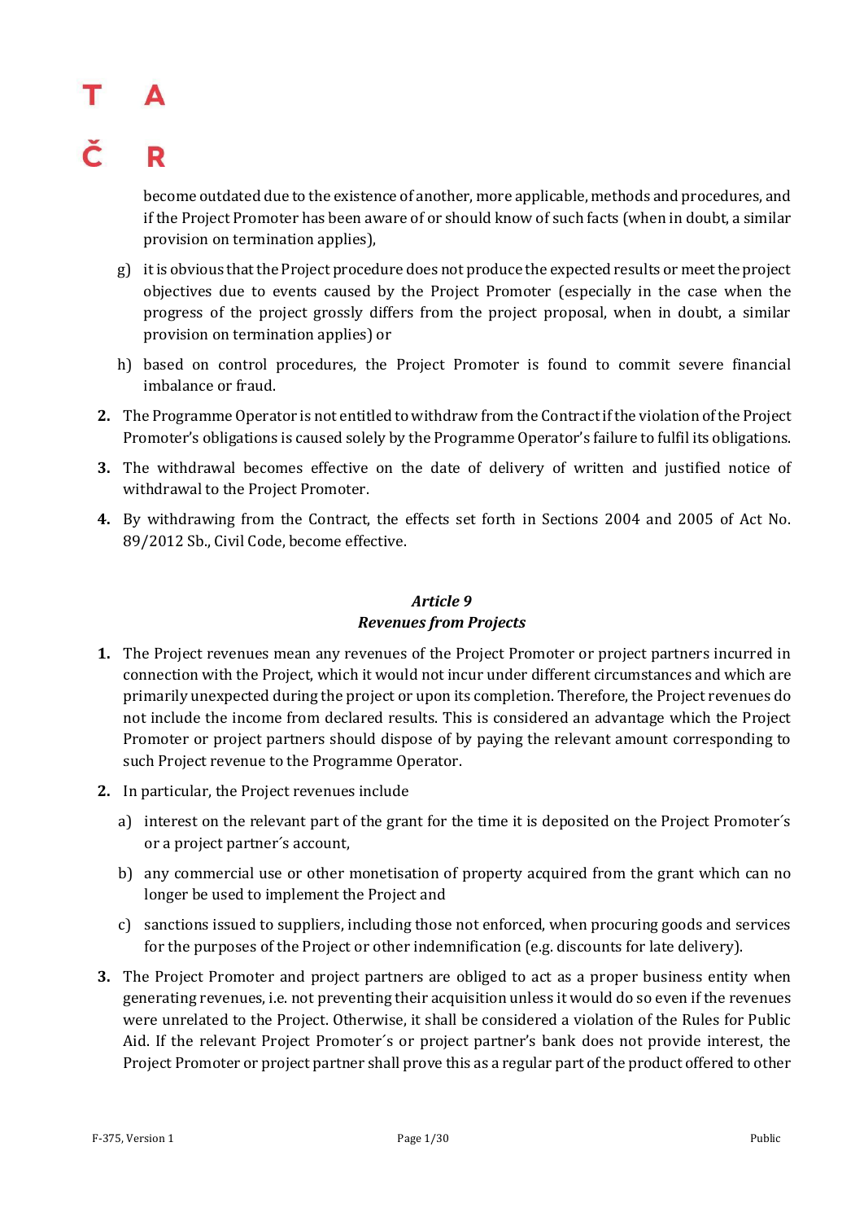become outdated due to the existence of another, more applicable, methods and procedures, and if the Project Promoter has been aware of or should know of such facts (when in doubt, a similar provision on termination applies),

g) it is obvious that the Project procedure does not produce the expected results or meet the project objectives due to events caused by the Project Promoter (especially in the case when the progress of the project grossly differs from the project proposal, when in doubt, a similar provision on termination applies) or

h) based on control procedures, the Project Promoter is found to commit severe financial imbalance or fraud.

**2.** The Programme Operator is not entitled to withdraw from the Contract if the violation of the Project Promoter's obligations is caused solely by the Programme Operator's failure to fulfil its obligations.

**3.** The withdrawal becomes effective on the date of delivery of written and justified notice of withdrawal to the Project Promoter.

**4.** By withdrawing from the Contract, the effects set forth in Sections 2004 and 2005 of Act No. 89/2012 Sb., Civil Code, become effective.

### *Article 9*
### *Revenues from Projects*

**1.** The Project revenues mean any revenues of the Project Promoter or project partners incurred in connection with the Project, which it would not incur under different circumstances and which are primarily unexpected during the project or upon its completion. Therefore, the Project revenues do not include the income from declared results. This is considered an advantage which the Project Promoter or project partners should dispose of by paying the relevant amount corresponding to such Project revenue to the Programme Operator.

**2.** In particular, the Project revenues include

a) interest on the relevant part of the grant for the time it is deposited on the Project Promoter´s or a project partner´s account,

b) any commercial use or other monetisation of property acquired from the grant which can no longer be used to implement the Project and

c) sanctions issued to suppliers, including those not enforced, when procuring goods and services for the purposes of the Project or other indemnification (e.g. discounts for late delivery).

**3.** The Project Promoter and project partners are obliged to act as a proper business entity when generating revenues, i.e. not preventing their acquisition unless it would do so even if the revenues were unrelated to the Project. Otherwise, it shall be considered a violation of the Rules for Public Aid. If the relevant Project Promoter´s or project partner's bank does not provide interest, the Project Promoter or project partner shall prove this as a regular part of the product offered to other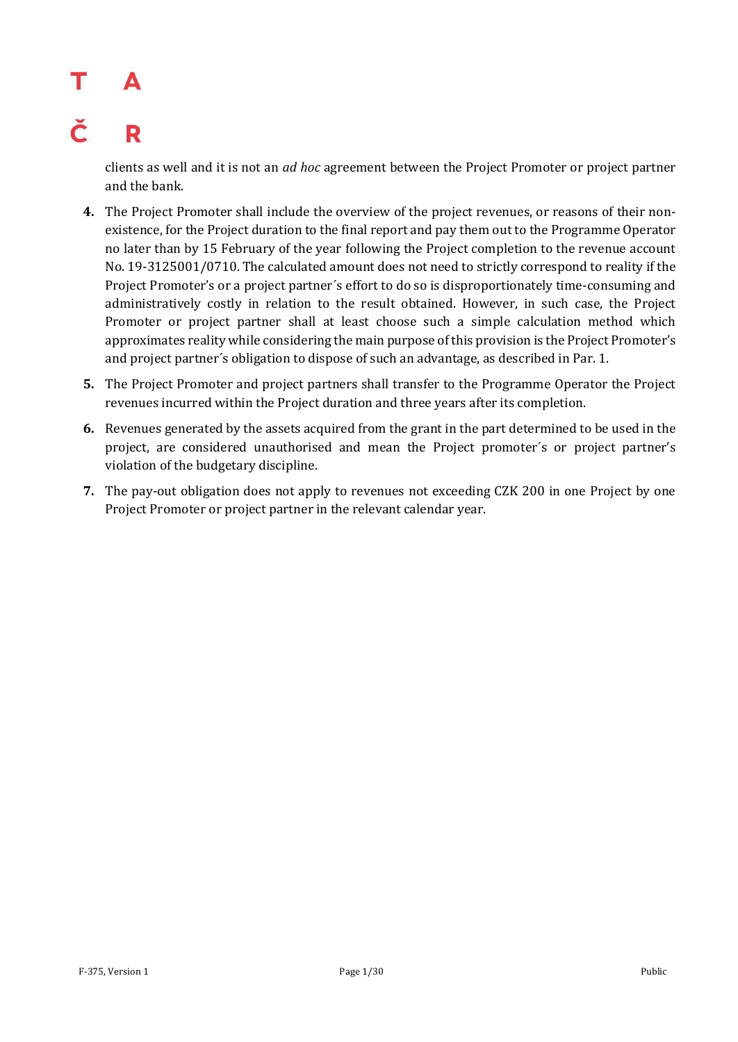clients as well and it is not an *ad hoc* agreement between the Project Promoter or project partner and the bank.

4. The Project Promoter shall include the overview of the project revenues, or reasons of their non-existence, for the Project duration to the final report and pay them out to the Programme Operator no later than by 15 February of the year following the Project completion to the revenue account No. 19-3125001/0710. The calculated amount does not need to strictly correspond to reality if the Project Promoter's or a project partner´s effort to do so is disproportionately time-consuming and administratively costly in relation to the result obtained. However, in such case, the Project Promoter or project partner shall at least choose such a simple calculation method which approximates reality while considering the main purpose of this provision is the Project Promoter's and project partner´s obligation to dispose of such an advantage, as described in Par. 1.
5. The Project Promoter and project partners shall transfer to the Programme Operator the Project revenues incurred within the Project duration and three years after its completion.
6. Revenues generated by the assets acquired from the grant in the part determined to be used in the project, are considered unauthorised and mean the Project promoter´s or project partner's violation of the budgetary discipline.
7. The pay-out obligation does not apply to revenues not exceeding CZK 200 in one Project by one Project Promoter or project partner in the relevant calendar year.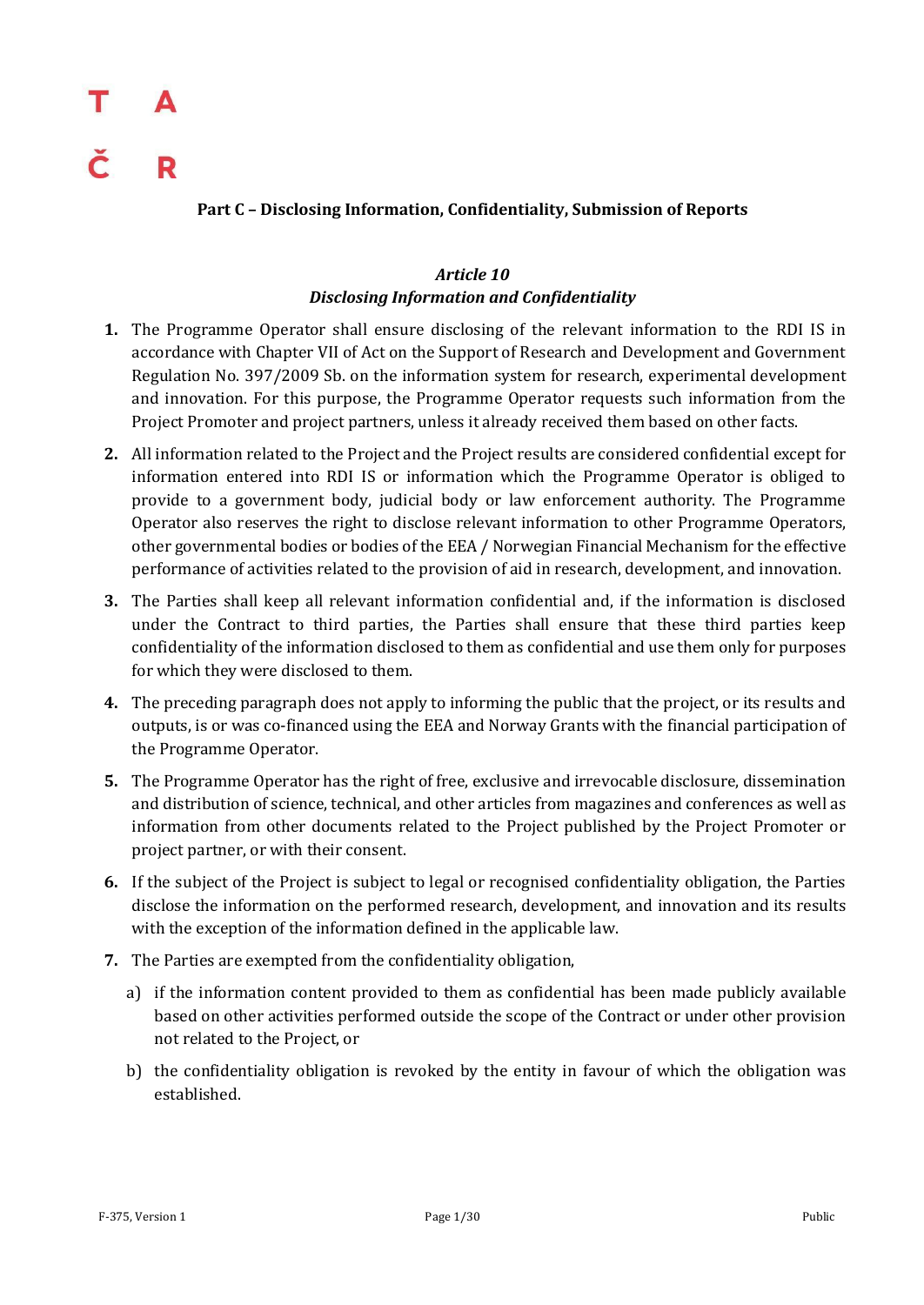## Part C – Disclosing Information, Confidentiality, Submission of Reports

### *Article 10*
### *Disclosing Information and Confidentiality*

1. The Programme Operator shall ensure disclosing of the relevant information to the RDI IS in accordance with Chapter VII of Act on the Support of Research and Development and Government Regulation No. 397/2009 Sb. on the information system for research, experimental development and innovation. For this purpose, the Programme Operator requests such information from the Project Promoter and project partners, unless it already received them based on other facts.

2. All information related to the Project and the Project results are considered confidential except for information entered into RDI IS or information which the Programme Operator is obliged to provide to a government body, judicial body or law enforcement authority. The Programme Operator also reserves the right to disclose relevant information to other Programme Operators, other governmental bodies or bodies of the EEA / Norwegian Financial Mechanism for the effective performance of activities related to the provision of aid in research, development, and innovation.

3. The Parties shall keep all relevant information confidential and, if the information is disclosed under the Contract to third parties, the Parties shall ensure that these third parties keep confidentiality of the information disclosed to them as confidential and use them only for purposes for which they were disclosed to them.

4. The preceding paragraph does not apply to informing the public that the project, or its results and outputs, is or was co-financed using the EEA and Norway Grants with the financial participation of the Programme Operator.

5. The Programme Operator has the right of free, exclusive and irrevocable disclosure, dissemination and distribution of science, technical, and other articles from magazines and conferences as well as information from other documents related to the Project published by the Project Promoter or project partner, or with their consent.

6. If the subject of the Project is subject to legal or recognised confidentiality obligation, the Parties disclose the information on the performed research, development, and innovation and its results with the exception of the information defined in the applicable law.

7. The Parties are exempted from the confidentiality obligation,

   a) if the information content provided to them as confidential has been made publicly available based on other activities performed outside the scope of the Contract or under other provision not related to the Project, or

   b) the confidentiality obligation is revoked by the entity in favour of which the obligation was established.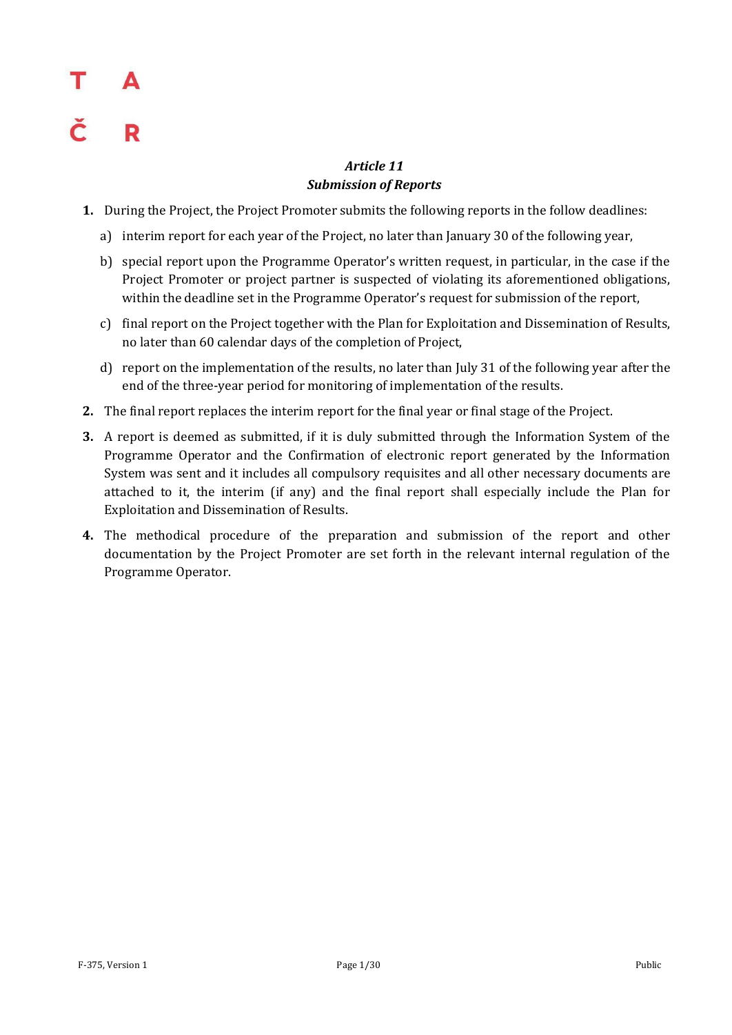### *Article 11*
### *Submission of Reports*

1. During the Project, the Project Promoter submits the following reports in the follow deadlines:
   a) interim report for each year of the Project, no later than January 30 of the following year,
   b) special report upon the Programme Operator's written request, in particular, in the case if the Project Promoter or project partner is suspected of violating its aforementioned obligations, within the deadline set in the Programme Operator's request for submission of the report,
   c) final report on the Project together with the Plan for Exploitation and Dissemination of Results, no later than 60 calendar days of the completion of Project,
   d) report on the implementation of the results, no later than July 31 of the following year after the end of the three-year period for monitoring of implementation of the results.
2. The final report replaces the interim report for the final year or final stage of the Project.
3. A report is deemed as submitted, if it is duly submitted through the Information System of the Programme Operator and the Confirmation of electronic report generated by the Information System was sent and it includes all compulsory requisites and all other necessary documents are attached to it, the interim (if any) and the final report shall especially include the Plan for Exploitation and Dissemination of Results.
4. The methodical procedure of the preparation and submission of the report and other documentation by the Project Promoter are set forth in the relevant internal regulation of the Programme Operator.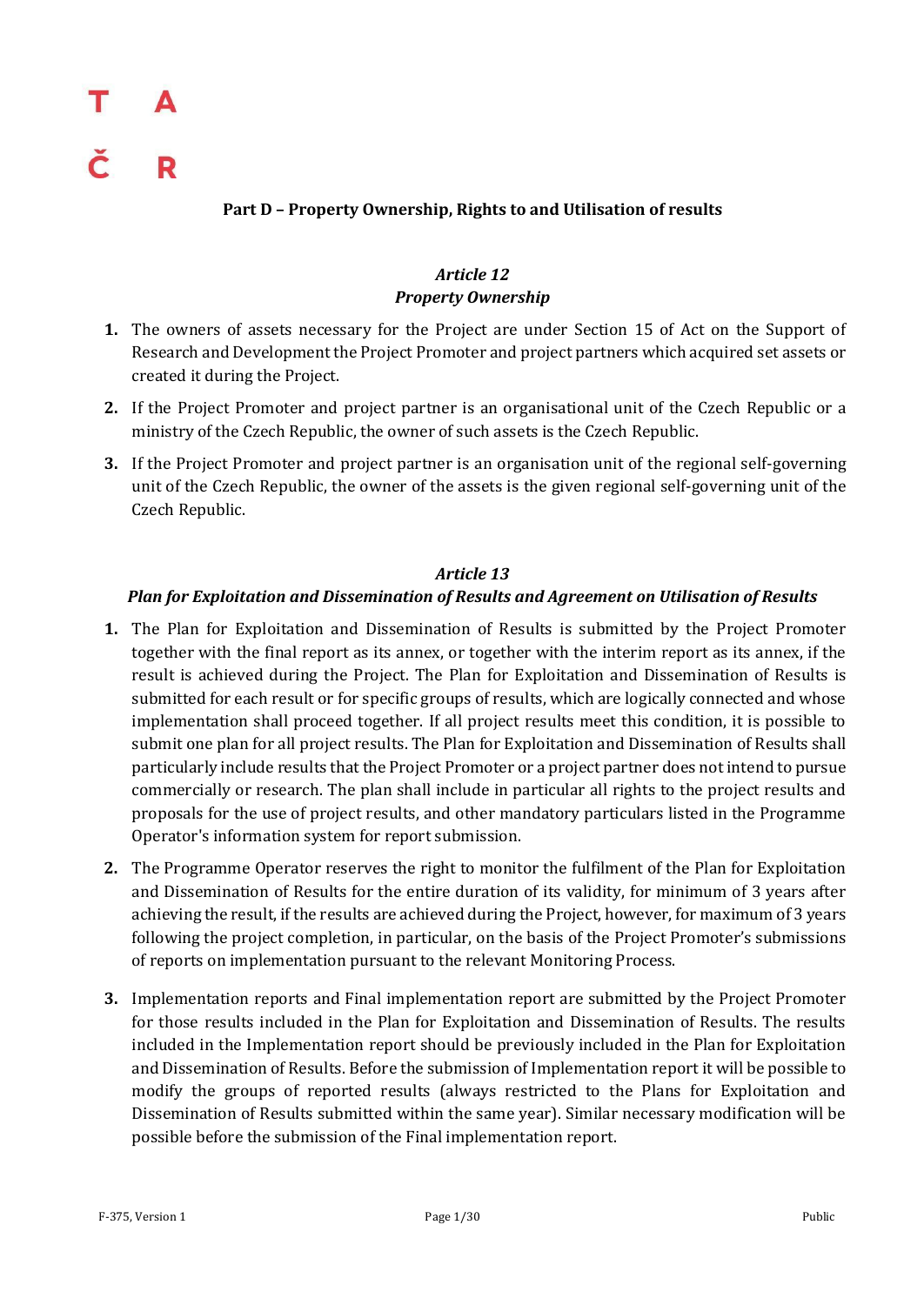## Part D – Property Ownership, Rights to and Utilisation of results

### *Article 12*
### *Property Ownership*

1. The owners of assets necessary for the Project are under Section 15 of Act on the Support of Research and Development the Project Promoter and project partners which acquired set assets or created it during the Project.
2. If the Project Promoter and project partner is an organisational unit of the Czech Republic or a ministry of the Czech Republic, the owner of such assets is the Czech Republic.
3. If the Project Promoter and project partner is an organisation unit of the regional self-governing unit of the Czech Republic, the owner of the assets is the given regional self-governing unit of the Czech Republic.

### *Article 13*
### *Plan for Exploitation and Dissemination of Results and Agreement on Utilisation of Results*

1. The Plan for Exploitation and Dissemination of Results is submitted by the Project Promoter together with the final report as its annex, or together with the interim report as its annex, if the result is achieved during the Project. The Plan for Exploitation and Dissemination of Results is submitted for each result or for specific groups of results, which are logically connected and whose implementation shall proceed together. If all project results meet this condition, it is possible to submit one plan for all project results. The Plan for Exploitation and Dissemination of Results shall particularly include results that the Project Promoter or a project partner does not intend to pursue commercially or research. The plan shall include in particular all rights to the project results and proposals for the use of project results, and other mandatory particulars listed in the Programme Operator's information system for report submission.
2. The Programme Operator reserves the right to monitor the fulfilment of the Plan for Exploitation and Dissemination of Results for the entire duration of its validity, for minimum of 3 years after achieving the result, if the results are achieved during the Project, however, for maximum of 3 years following the project completion, in particular, on the basis of the Project Promoter's submissions of reports on implementation pursuant to the relevant Monitoring Process.
3. Implementation reports and Final implementation report are submitted by the Project Promoter for those results included in the Plan for Exploitation and Dissemination of Results. The results included in the Implementation report should be previously included in the Plan for Exploitation and Dissemination of Results. Before the submission of Implementation report it will be possible to modify the groups of reported results (always restricted to the Plans for Exploitation and Dissemination of Results submitted within the same year). Similar necessary modification will be possible before the submission of the Final implementation report.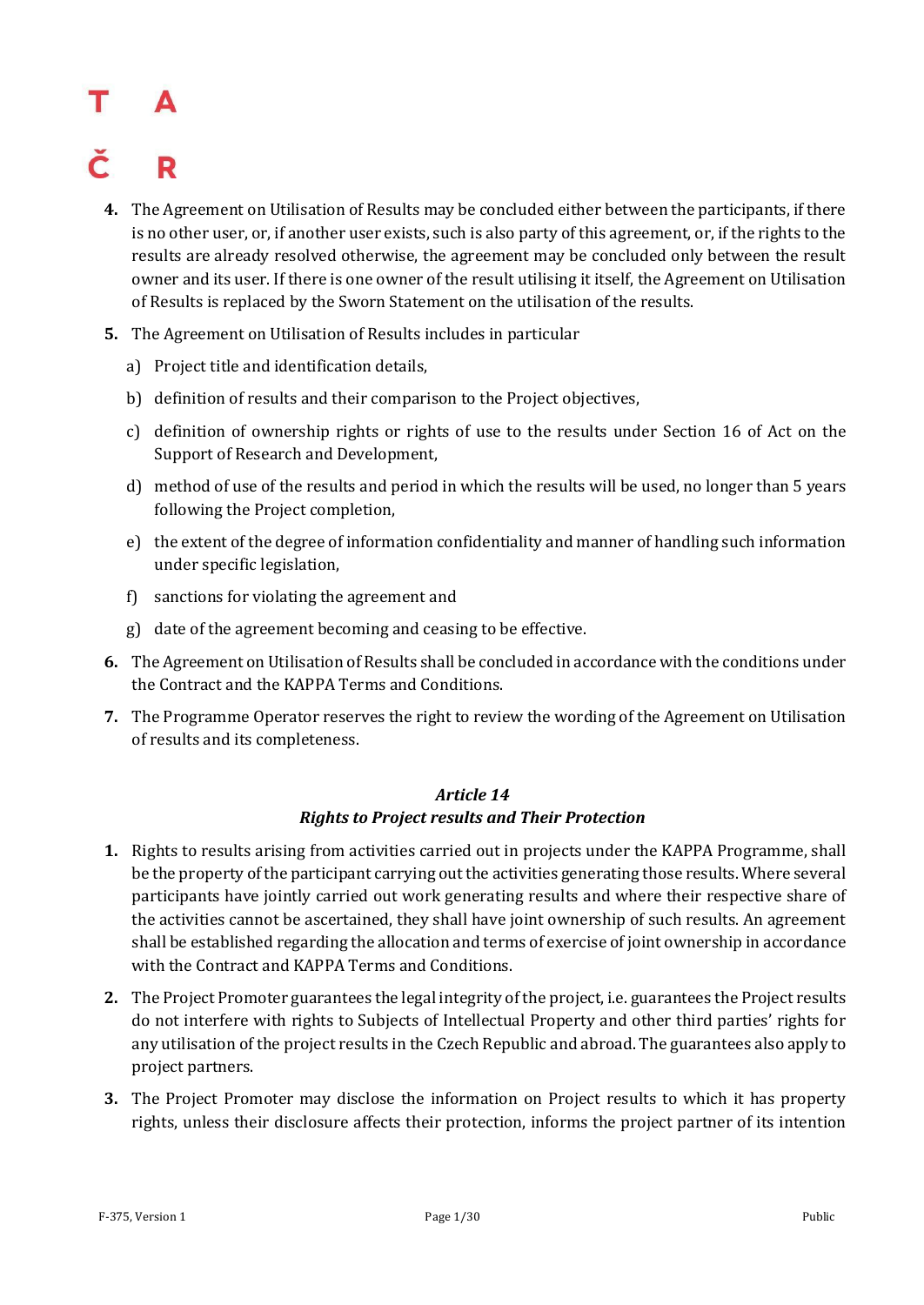4. The Agreement on Utilisation of Results may be concluded either between the participants, if there is no other user, or, if another user exists, such is also party of this agreement, or, if the rights to the results are already resolved otherwise, the agreement may be concluded only between the result owner and its user. If there is one owner of the result utilising it itself, the Agreement on Utilisation of Results is replaced by the Sworn Statement on the utilisation of the results.
5. The Agreement on Utilisation of Results includes in particular
   a) Project title and identification details,
   b) definition of results and their comparison to the Project objectives,
   c) definition of ownership rights or rights of use to the results under Section 16 of Act on the Support of Research and Development,
   d) method of use of the results and period in which the results will be used, no longer than 5 years following the Project completion,
   e) the extent of the degree of information confidentiality and manner of handling such information under specific legislation,
   f) sanctions for violating the agreement and
   g) date of the agreement becoming and ceasing to be effective.
6. The Agreement on Utilisation of Results shall be concluded in accordance with the conditions under the Contract and the KAPPA Terms and Conditions.
7. The Programme Operator reserves the right to review the wording of the Agreement on Utilisation of results and its completeness.

### *Article 14*
### *Rights to Project results and Their Protection*

1. Rights to results arising from activities carried out in projects under the KAPPA Programme, shall be the property of the participant carrying out the activities generating those results. Where several participants have jointly carried out work generating results and where their respective share of the activities cannot be ascertained, they shall have joint ownership of such results. An agreement shall be established regarding the allocation and terms of exercise of joint ownership in accordance with the Contract and KAPPA Terms and Conditions.
2. The Project Promoter guarantees the legal integrity of the project, i.e. guarantees the Project results do not interfere with rights to Subjects of Intellectual Property and other third parties' rights for any utilisation of the project results in the Czech Republic and abroad. The guarantees also apply to project partners.
3. The Project Promoter may disclose the information on Project results to which it has property rights, unless their disclosure affects their protection, informs the project partner of its intention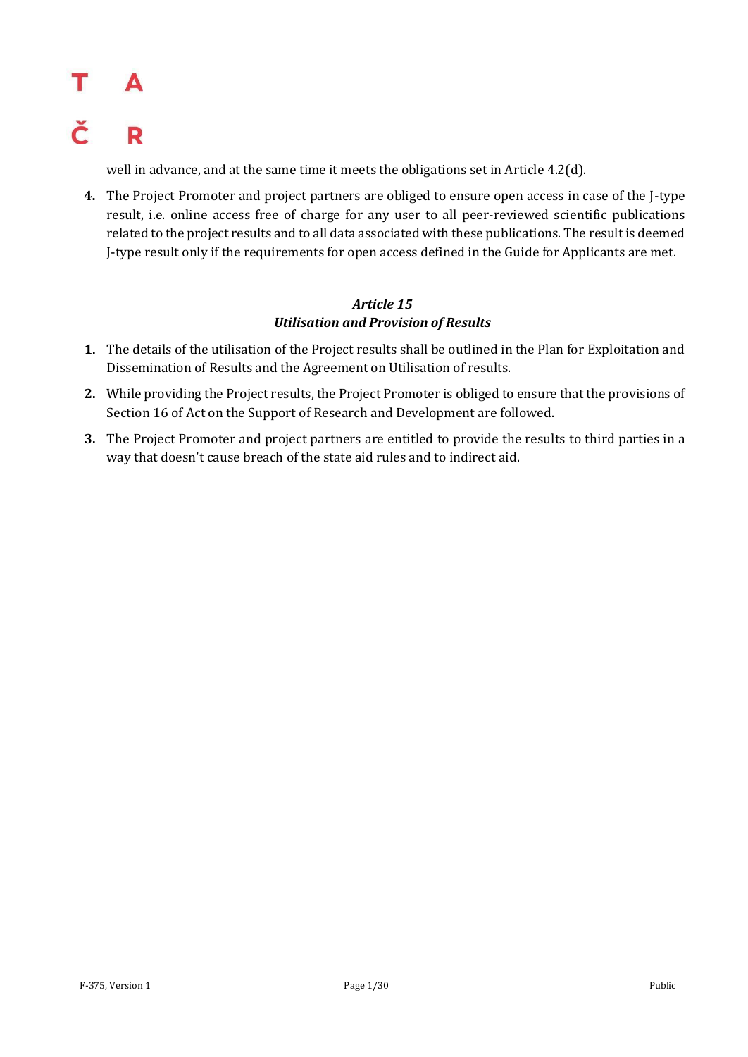well in advance, and at the same time it meets the obligations set in Article 4.2(d).

4. The Project Promoter and project partners are obliged to ensure open access in case of the J-type result, i.e. online access free of charge for any user to all peer-reviewed scientific publications related to the project results and to all data associated with these publications. The result is deemed J-type result only if the requirements for open access defined in the Guide for Applicants are met.

### *Article 15*
### *Utilisation and Provision of Results*

1. The details of the utilisation of the Project results shall be outlined in the Plan for Exploitation and Dissemination of Results and the Agreement on Utilisation of results.
2. While providing the Project results, the Project Promoter is obliged to ensure that the provisions of Section 16 of Act on the Support of Research and Development are followed.
3. The Project Promoter and project partners are entitled to provide the results to third parties in a way that doesn't cause breach of the state aid rules and to indirect aid.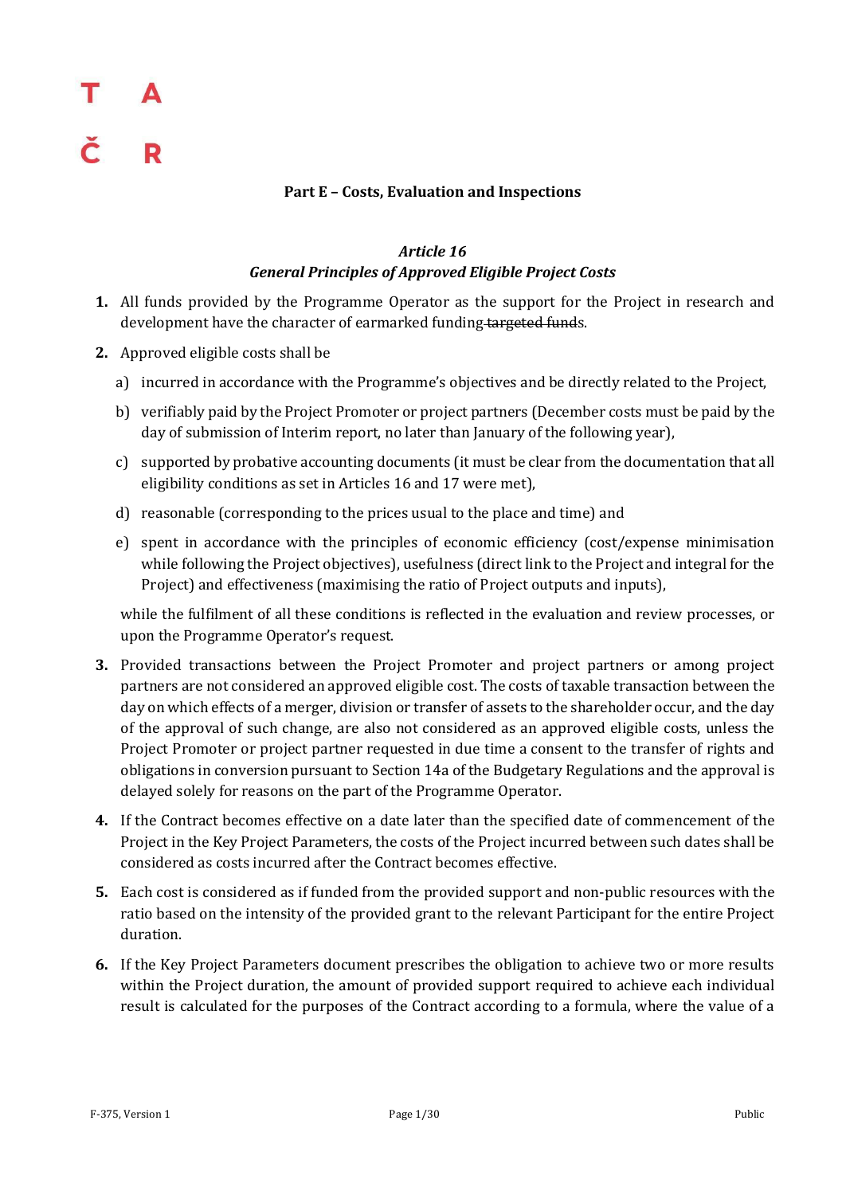**Part E – Costs, Evaluation and Inspections**

*Article 16*
***General Principles of Approved Eligible Project Costs***

1. All funds provided by the Programme Operator as the support for the Project in research and development have the character of earmarked funding ~~targeted fund~~s.

2. Approved eligible costs shall be
   a) incurred in accordance with the Programme's objectives and be directly related to the Project,
   b) verifiably paid by the Project Promoter or project partners (December costs must be paid by the day of submission of Interim report, no later than January of the following year),
   c) supported by probative accounting documents (it must be clear from the documentation that all eligibility conditions as set in Articles 16 and 17 were met),
   d) reasonable (corresponding to the prices usual to the place and time) and
   e) spent in accordance with the principles of economic efficiency (cost/expense minimisation while following the Project objectives), usefulness (direct link to the Project and integral for the Project) and effectiveness (maximising the ratio of Project outputs and inputs),

   while the fulfilment of all these conditions is reflected in the evaluation and review processes, or upon the Programme Operator's request.

3. Provided transactions between the Project Promoter and project partners or among project partners are not considered an approved eligible cost. The costs of taxable transaction between the day on which effects of a merger, division or transfer of assets to the shareholder occur, and the day of the approval of such change, are also not considered as an approved eligible costs, unless the Project Promoter or project partner requested in due time a consent to the transfer of rights and obligations in conversion pursuant to Section 14a of the Budgetary Regulations and the approval is delayed solely for reasons on the part of the Programme Operator.

4. If the Contract becomes effective on a date later than the specified date of commencement of the Project in the Key Project Parameters, the costs of the Project incurred between such dates shall be considered as costs incurred after the Contract becomes effective.

5. Each cost is considered as if funded from the provided support and non-public resources with the ratio based on the intensity of the provided grant to the relevant Participant for the entire Project duration.

6. If the Key Project Parameters document prescribes the obligation to achieve two or more results within the Project duration, the amount of provided support required to achieve each individual result is calculated for the purposes of the Contract according to a formula, where the value of a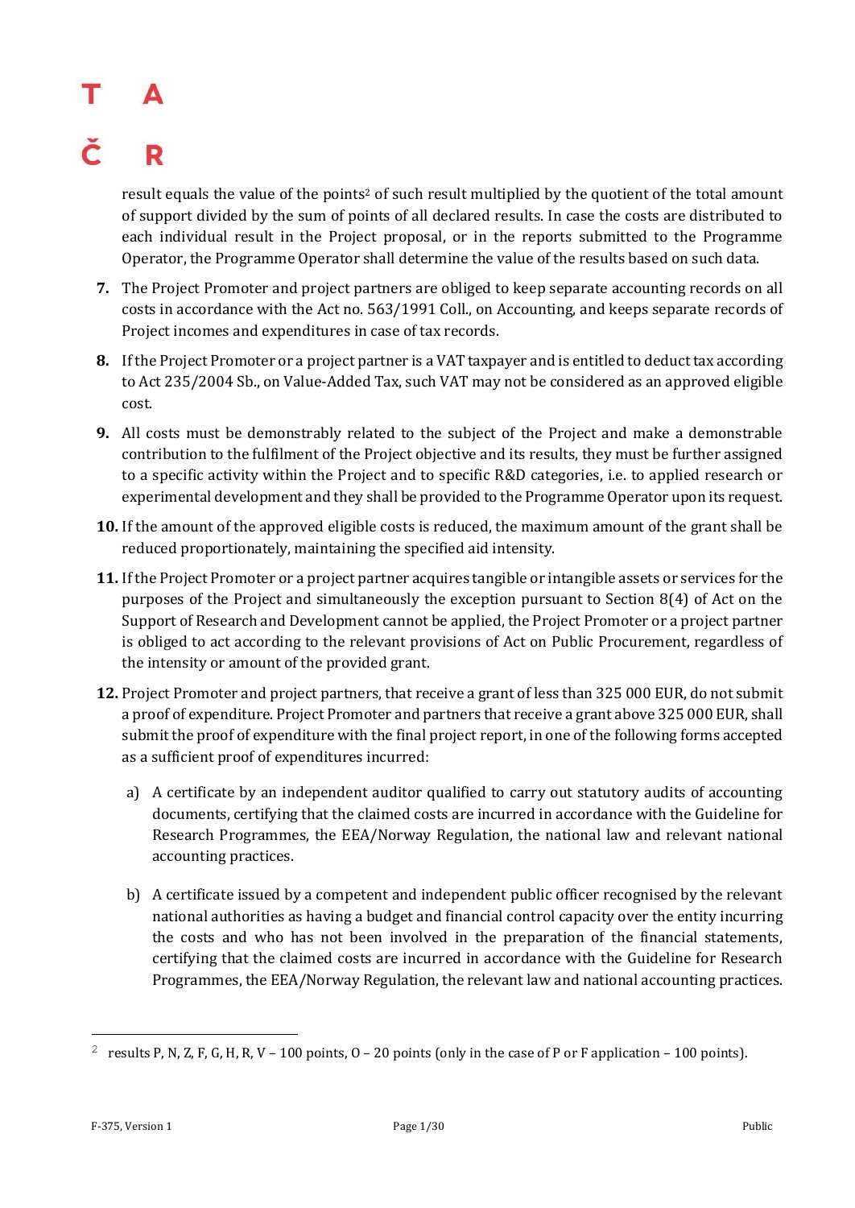result equals the value of the points[2] of such result multiplied by the quotient of the total amount of support divided by the sum of points of all declared results. In case the costs are distributed to each individual result in the Project proposal, or in the reports submitted to the Programme Operator, the Programme Operator shall determine the value of the results based on such data.

7. The Project Promoter and project partners are obliged to keep separate accounting records on all costs in accordance with the Act no. 563/1991 Coll., on Accounting, and keeps separate records of Project incomes and expenditures in case of tax records.

8. If the Project Promoter or a project partner is a VAT taxpayer and is entitled to deduct tax according to Act 235/2004 Sb., on Value-Added Tax, such VAT may not be considered as an approved eligible cost.

9. All costs must be demonstrably related to the subject of the Project and make a demonstrable contribution to the fulfilment of the Project objective and its results, they must be further assigned to a specific activity within the Project and to specific R&D categories, i.e. to applied research or experimental development and they shall be provided to the Programme Operator upon its request.

10. If the amount of the approved eligible costs is reduced, the maximum amount of the grant shall be reduced proportionately, maintaining the specified aid intensity.

11. If the Project Promoter or a project partner acquires tangible or intangible assets or services for the purposes of the Project and simultaneously the exception pursuant to Section 8(4) of Act on the Support of Research and Development cannot be applied, the Project Promoter or a project partner is obliged to act according to the relevant provisions of Act on Public Procurement, regardless of the intensity or amount of the provided grant.

12. Project Promoter and project partners, that receive a grant of less than 325 000 EUR, do not submit a proof of expenditure. Project Promoter and partners that receive a grant above 325 000 EUR, shall submit the proof of expenditure with the final project report, in one of the following forms accepted as a sufficient proof of expenditures incurred:

    a) A certificate by an independent auditor qualified to carry out statutory audits of accounting documents, certifying that the claimed costs are incurred in accordance with the Guideline for Research Programmes, the EEA/Norway Regulation, the national law and relevant national accounting practices.

    b) A certificate issued by a competent and independent public officer recognised by the relevant national authorities as having a budget and financial control capacity over the entity incurring the costs and who has not been involved in the preparation of the financial statements, certifying that the claimed costs are incurred in accordance with the Guideline for Research Programmes, the EEA/Norway Regulation, the relevant law and national accounting practices.

---

[2] results P, N, Z, F, G, H, R, V – 100 points, O – 20 points (only in the case of P or F application – 100 points).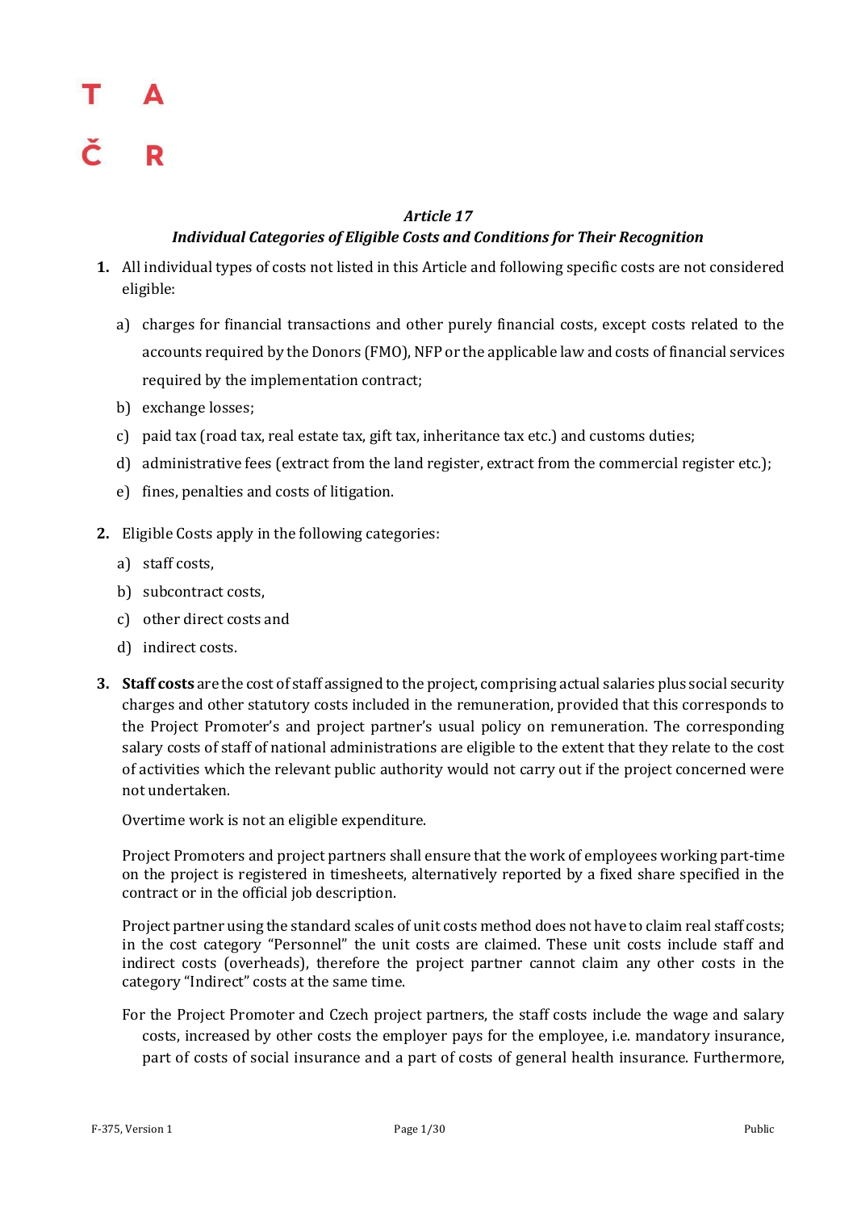### *Article 17*
### *Individual Categories of Eligible Costs and Conditions for Their Recognition*

1. All individual types of costs not listed in this Article and following specific costs are not considered eligible:
   a) charges for financial transactions and other purely financial costs, except costs related to the accounts required by the Donors (FMO), NFP or the applicable law and costs of financial services required by the implementation contract;
   b) exchange losses;
   c) paid tax (road tax, real estate tax, gift tax, inheritance tax etc.) and customs duties;
   d) administrative fees (extract from the land register, extract from the commercial register etc.);
   e) fines, penalties and costs of litigation.

2. Eligible Costs apply in the following categories:
   a) staff costs,
   b) subcontract costs,
   c) other direct costs and
   d) indirect costs.

3. **Staff costs** are the cost of staff assigned to the project, comprising actual salaries plus social security charges and other statutory costs included in the remuneration, provided that this corresponds to the Project Promoter's and project partner's usual policy on remuneration. The corresponding salary costs of staff of national administrations are eligible to the extent that they relate to the cost of activities which the relevant public authority would not carry out if the project concerned were not undertaken.

   Overtime work is not an eligible expenditure.

   Project Promoters and project partners shall ensure that the work of employees working part-time on the project is registered in timesheets, alternatively reported by a fixed share specified in the contract or in the official job description.

   Project partner using the standard scales of unit costs method does not have to claim real staff costs; in the cost category "Personnel" the unit costs are claimed. These unit costs include staff and indirect costs (overheads), therefore the project partner cannot claim any other costs in the category "Indirect" costs at the same time.

   For the Project Promoter and Czech project partners, the staff costs include the wage and salary costs, increased by other costs the employer pays for the employee, i.e. mandatory insurance, part of costs of social insurance and a part of costs of general health insurance. Furthermore,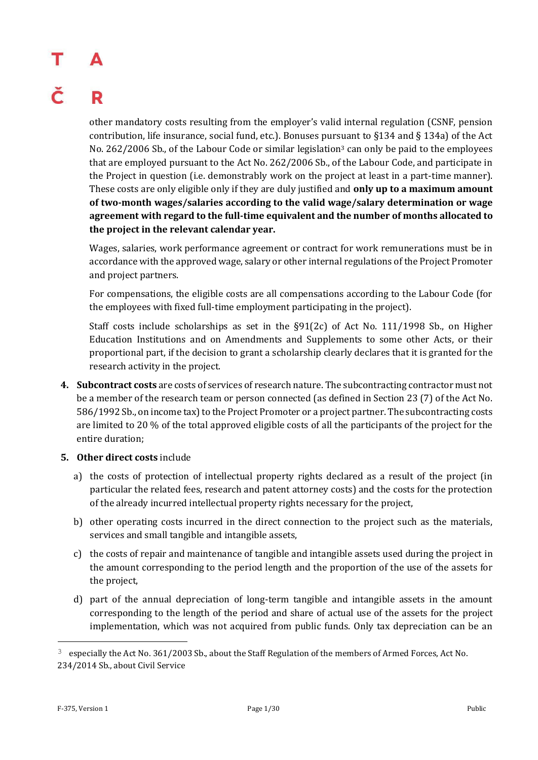other mandatory costs resulting from the employer's valid internal regulation (CSNF, pension contribution, life insurance, social fund, etc.). Bonuses pursuant to §134 and § 134a) of the Act No. 262/2006 Sb., of the Labour Code or similar legislation[3] can only be paid to the employees that are employed pursuant to the Act No. 262/2006 Sb., of the Labour Code, and participate in the Project in question (i.e. demonstrably work on the project at least in a part-time manner). These costs are only eligible only if they are duly justified and **only up to a maximum amount of two-month wages/salaries according to the valid wage/salary determination or wage agreement with regard to the full-time equivalent and the number of months allocated to the project in the relevant calendar year.**

Wages, salaries, work performance agreement or contract for work remunerations must be in accordance with the approved wage, salary or other internal regulations of the Project Promoter and project partners.

For compensations, the eligible costs are all compensations according to the Labour Code (for the employees with fixed full-time employment participating in the project).

Staff costs include scholarships as set in the §91(2c) of Act No. 111/1998 Sb., on Higher Education Institutions and on Amendments and Supplements to some other Acts, or their proportional part, if the decision to grant a scholarship clearly declares that it is granted for the research activity in the project.

4. **Subcontract costs** are costs of services of research nature. The subcontracting contractor must not be a member of the research team or person connected (as defined in Section 23 (7) of the Act No. 586/1992 Sb., on income tax) to the Project Promoter or a project partner. The subcontracting costs are limited to 20 % of the total approved eligible costs of all the participants of the project for the entire duration;
5. **Other direct costs** include
   a) the costs of protection of intellectual property rights declared as a result of the project (in particular the related fees, research and patent attorney costs) and the costs for the protection of the already incurred intellectual property rights necessary for the project,
   b) other operating costs incurred in the direct connection to the project such as the materials, services and small tangible and intangible assets,
   c) the costs of repair and maintenance of tangible and intangible assets used during the project in the amount corresponding to the period length and the proportion of the use of the assets for the project,
   d) part of the annual depreciation of long-term tangible and intangible assets in the amount corresponding to the length of the period and share of actual use of the assets for the project implementation, which was not acquired from public funds. Only tax depreciation can be an

[3] especially the Act No. 361/2003 Sb., about the Staff Regulation of the members of Armed Forces, Act No. 234/2014 Sb., about Civil Service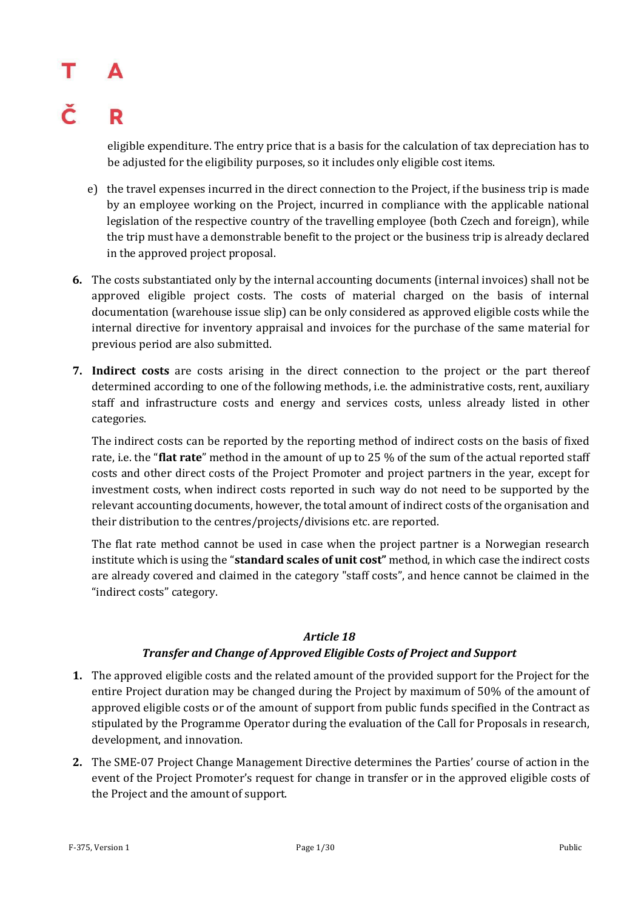eligible expenditure. The entry price that is a basis for the calculation of tax depreciation has to be adjusted for the eligibility purposes, so it includes only eligible cost items.

e) the travel expenses incurred in the direct connection to the Project, if the business trip is made by an employee working on the Project, incurred in compliance with the applicable national legislation of the respective country of the travelling employee (both Czech and foreign), while the trip must have a demonstrable benefit to the project or the business trip is already declared in the approved project proposal.

**6.** The costs substantiated only by the internal accounting documents (internal invoices) shall not be approved eligible project costs. The costs of material charged on the basis of internal documentation (warehouse issue slip) can be only considered as approved eligible costs while the internal directive for inventory appraisal and invoices for the purchase of the same material for previous period are also submitted.

**7.** **Indirect costs** are costs arising in the direct connection to the project or the part thereof determined according to one of the following methods, i.e. the administrative costs, rent, auxiliary staff and infrastructure costs and energy and services costs, unless already listed in other categories.

The indirect costs can be reported by the reporting method of indirect costs on the basis of fixed rate, i.e. the "**flat rate**" method in the amount of up to 25 % of the sum of the actual reported staff costs and other direct costs of the Project Promoter and project partners in the year, except for investment costs, when indirect costs reported in such way do not need to be supported by the relevant accounting documents, however, the total amount of indirect costs of the organisation and their distribution to the centres/projects/divisions etc. are reported.

The flat rate method cannot be used in case when the project partner is a Norwegian research institute which is using the "**standard scales of unit cost"** method, in which case the indirect costs are already covered and claimed in the category "staff costs", and hence cannot be claimed in the "indirect costs" category.

### *Article 18*
### *Transfer and Change of Approved Eligible Costs of Project and Support*

**1.** The approved eligible costs and the related amount of the provided support for the Project for the entire Project duration may be changed during the Project by maximum of 50% of the amount of approved eligible costs or of the amount of support from public funds specified in the Contract as stipulated by the Programme Operator during the evaluation of the Call for Proposals in research, development, and innovation.

**2.** The SME-07 Project Change Management Directive determines the Parties' course of action in the event of the Project Promoter's request for change in transfer or in the approved eligible costs of the Project and the amount of support.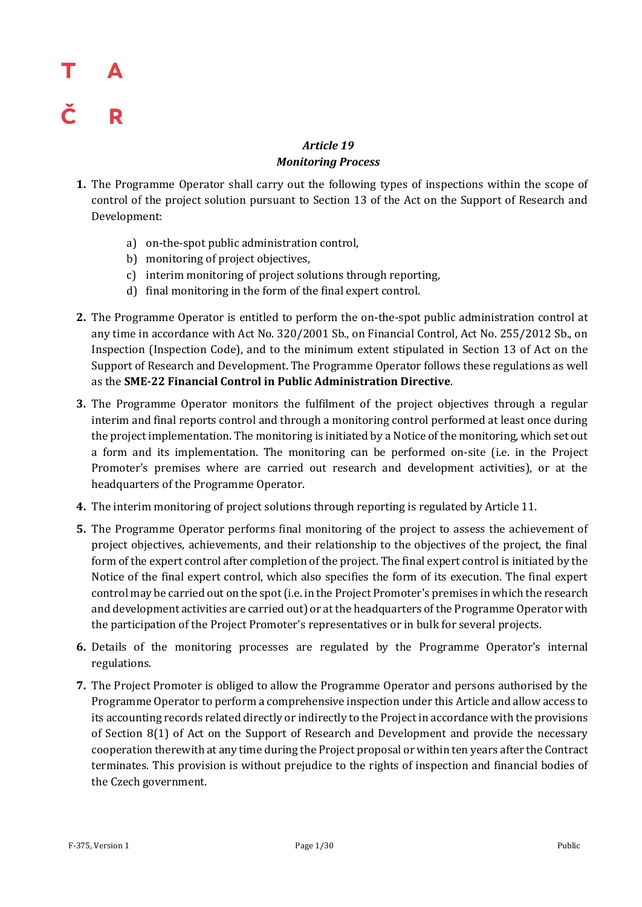## *Article 19*
## *Monitoring Process*

1. The Programme Operator shall carry out the following types of inspections within the scope of control of the project solution pursuant to Section 13 of the Act on the Support of Research and Development:

   a) on-the-spot public administration control,
   b) monitoring of project objectives,
   c) interim monitoring of project solutions through reporting,
   d) final monitoring in the form of the final expert control.

2. The Programme Operator is entitled to perform the on-the-spot public administration control at any time in accordance with Act No. 320/2001 Sb., on Financial Control, Act No. 255/2012 Sb., on Inspection (Inspection Code), and to the minimum extent stipulated in Section 13 of Act on the Support of Research and Development. The Programme Operator follows these regulations as well as the **SME-22 Financial Control in Public Administration Directive**.

3. The Programme Operator monitors the fulfilment of the project objectives through a regular interim and final reports control and through a monitoring control performed at least once during the project implementation. The monitoring is initiated by a Notice of the monitoring, which set out a form and its implementation. The monitoring can be performed on-site (i.e. in the Project Promoter's premises where are carried out research and development activities), or at the headquarters of the Programme Operator.

4. The interim monitoring of project solutions through reporting is regulated by Article 11.

5. The Programme Operator performs final monitoring of the project to assess the achievement of project objectives, achievements, and their relationship to the objectives of the project, the final form of the expert control after completion of the project. The final expert control is initiated by the Notice of the final expert control, which also specifies the form of its execution. The final expert control may be carried out on the spot (i.e. in the Project Promoter's premises in which the research and development activities are carried out) or at the headquarters of the Programme Operator with the participation of the Project Promoter's representatives or in bulk for several projects.

6. Details of the monitoring processes are regulated by the Programme Operator's internal regulations.

7. The Project Promoter is obliged to allow the Programme Operator and persons authorised by the Programme Operator to perform a comprehensive inspection under this Article and allow access to its accounting records related directly or indirectly to the Project in accordance with the provisions of Section 8(1) of Act on the Support of Research and Development and provide the necessary cooperation therewith at any time during the Project proposal or within ten years after the Contract terminates. This provision is without prejudice to the rights of inspection and financial bodies of the Czech government.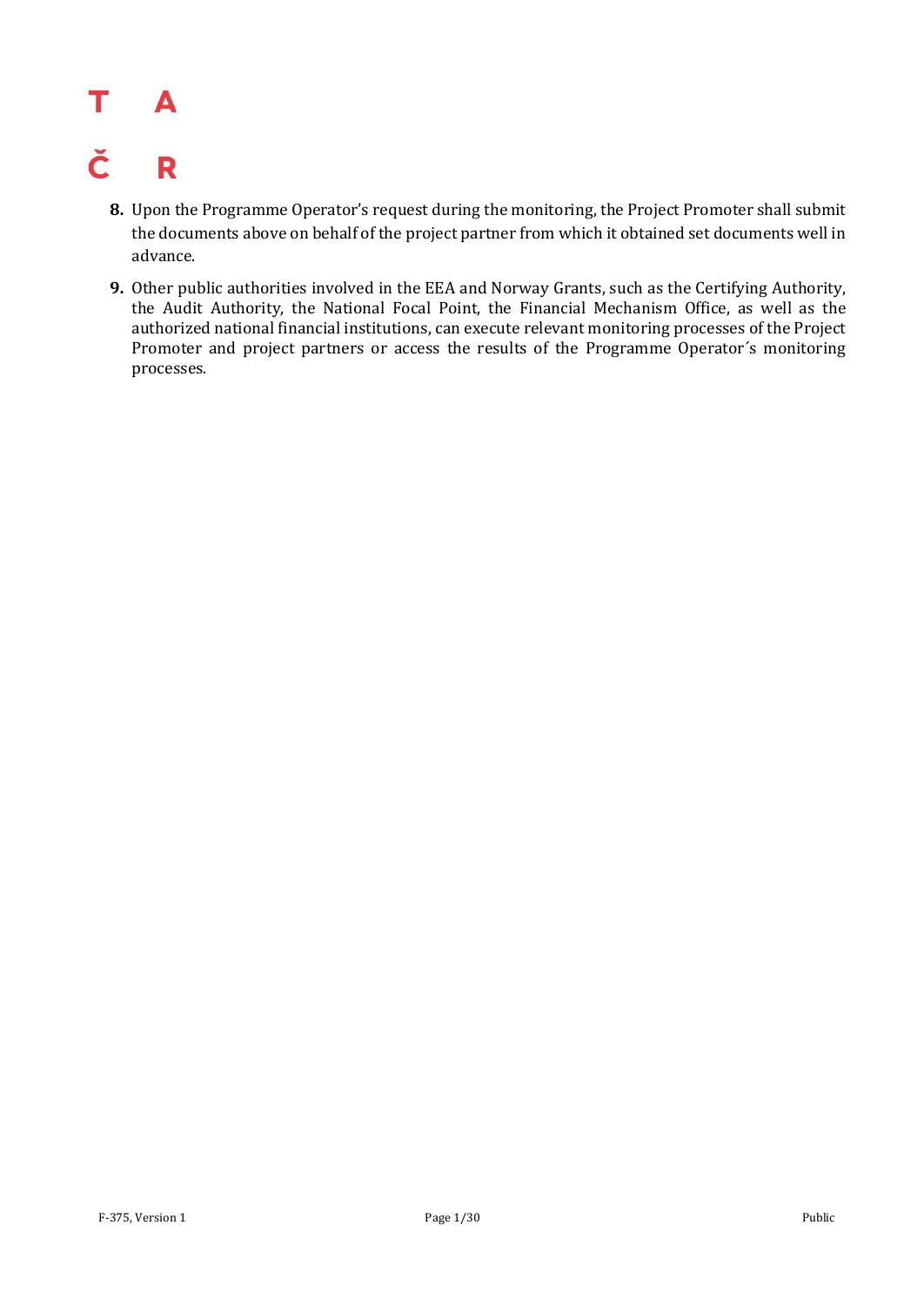8. Upon the Programme Operator's request during the monitoring, the Project Promoter shall submit the documents above on behalf of the project partner from which it obtained set documents well in advance.

9. Other public authorities involved in the EEA and Norway Grants, such as the Certifying Authority, the Audit Authority, the National Focal Point, the Financial Mechanism Office, as well as the authorized national financial institutions, can execute relevant monitoring processes of the Project Promoter and project partners or access the results of the Programme Operator´s monitoring processes.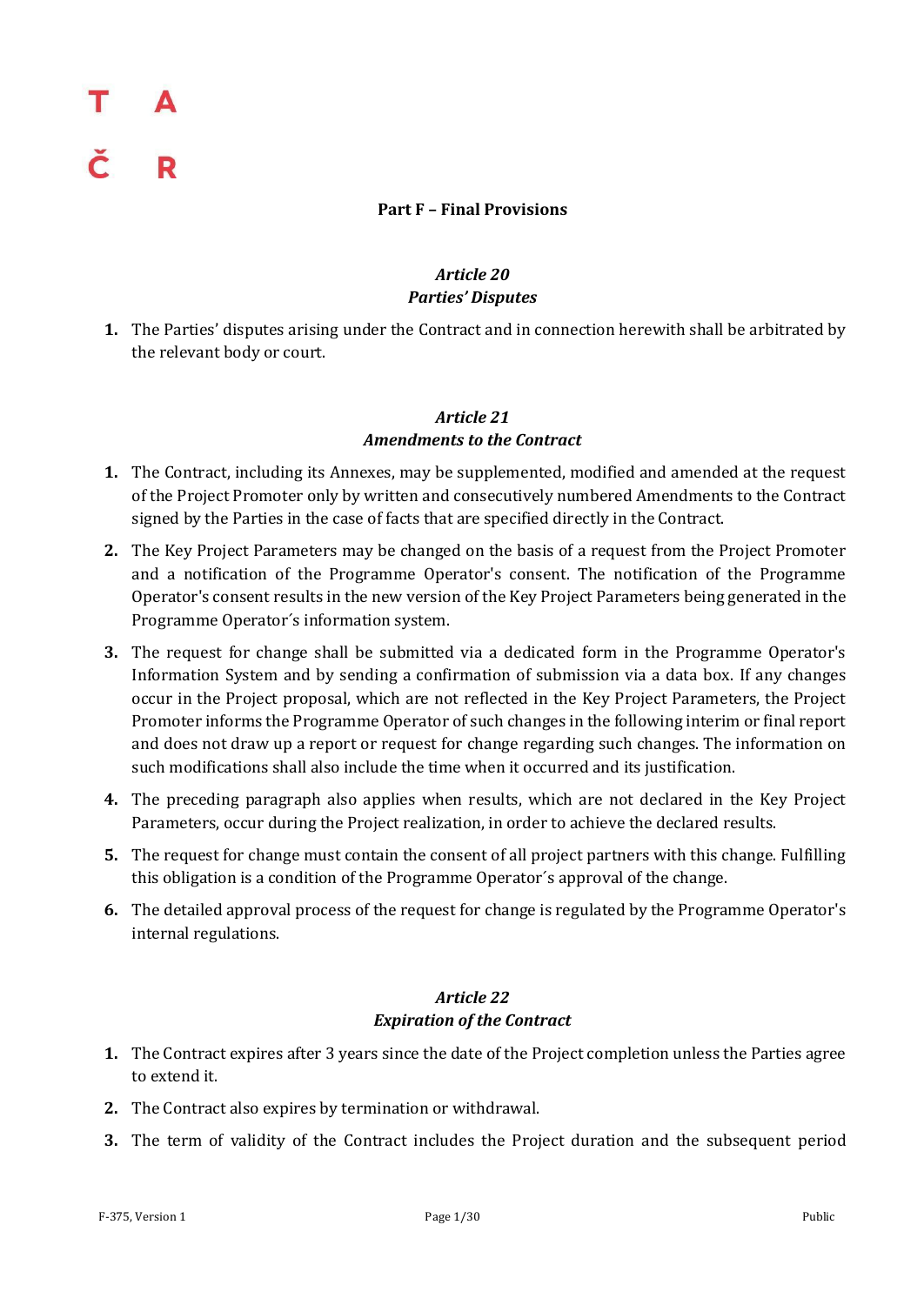## Part F – Final Provisions

### *Article 20*
### *Parties' Disputes*

1. The Parties' disputes arising under the Contract and in connection herewith shall be arbitrated by the relevant body or court.

### *Article 21*
### *Amendments to the Contract*

1. The Contract, including its Annexes, may be supplemented, modified and amended at the request of the Project Promoter only by written and consecutively numbered Amendments to the Contract signed by the Parties in the case of facts that are specified directly in the Contract.
2. The Key Project Parameters may be changed on the basis of a request from the Project Promoter and a notification of the Programme Operator's consent. The notification of the Programme Operator's consent results in the new version of the Key Project Parameters being generated in the Programme Operator´s information system.
3. The request for change shall be submitted via a dedicated form in the Programme Operator's Information System and by sending a confirmation of submission via a data box. If any changes occur in the Project proposal, which are not reflected in the Key Project Parameters, the Project Promoter informs the Programme Operator of such changes in the following interim or final report and does not draw up a report or request for change regarding such changes. The information on such modifications shall also include the time when it occurred and its justification.
4. The preceding paragraph also applies when results, which are not declared in the Key Project Parameters, occur during the Project realization, in order to achieve the declared results.
5. The request for change must contain the consent of all project partners with this change. Fulfilling this obligation is a condition of the Programme Operator´s approval of the change.
6. The detailed approval process of the request for change is regulated by the Programme Operator's internal regulations.

### *Article 22*
### *Expiration of the Contract*

1. The Contract expires after 3 years since the date of the Project completion unless the Parties agree to extend it.
2. The Contract also expires by termination or withdrawal.
3. The term of validity of the Contract includes the Project duration and the subsequent period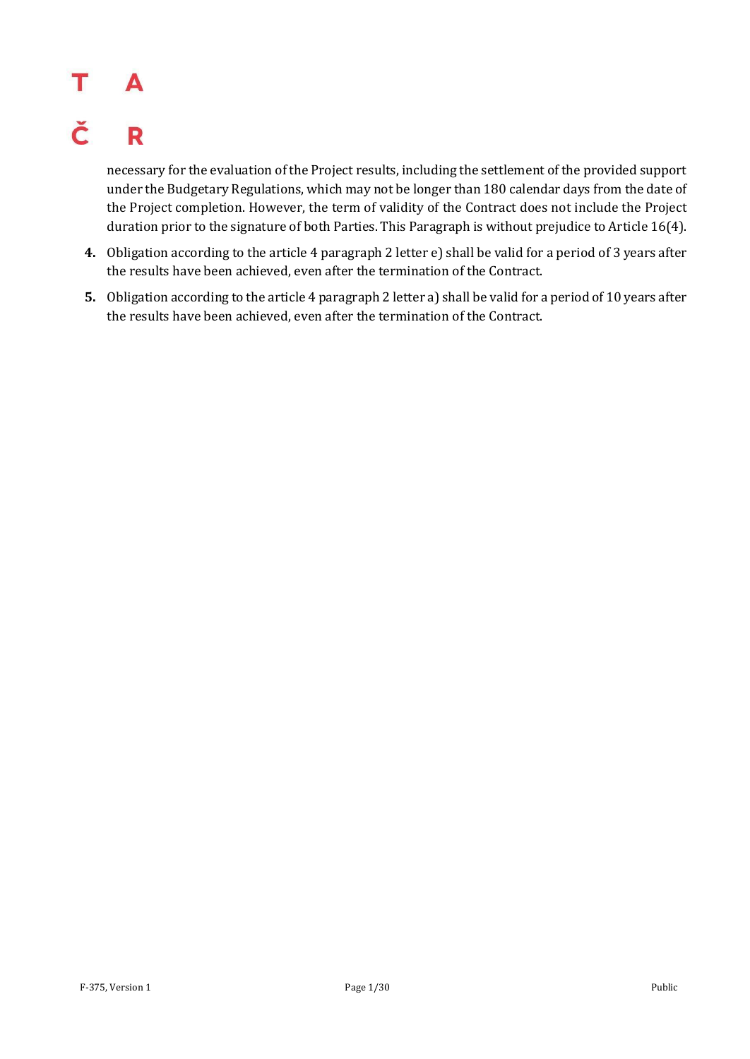necessary for the evaluation of the Project results, including the settlement of the provided support under the Budgetary Regulations, which may not be longer than 180 calendar days from the date of the Project completion. However, the term of validity of the Contract does not include the Project duration prior to the signature of both Parties. This Paragraph is without prejudice to Article 16(4).

4. Obligation according to the article 4 paragraph 2 letter e) shall be valid for a period of 3 years after the results have been achieved, even after the termination of the Contract.
5. Obligation according to the article 4 paragraph 2 letter a) shall be valid for a period of 10 years after the results have been achieved, even after the termination of the Contract.